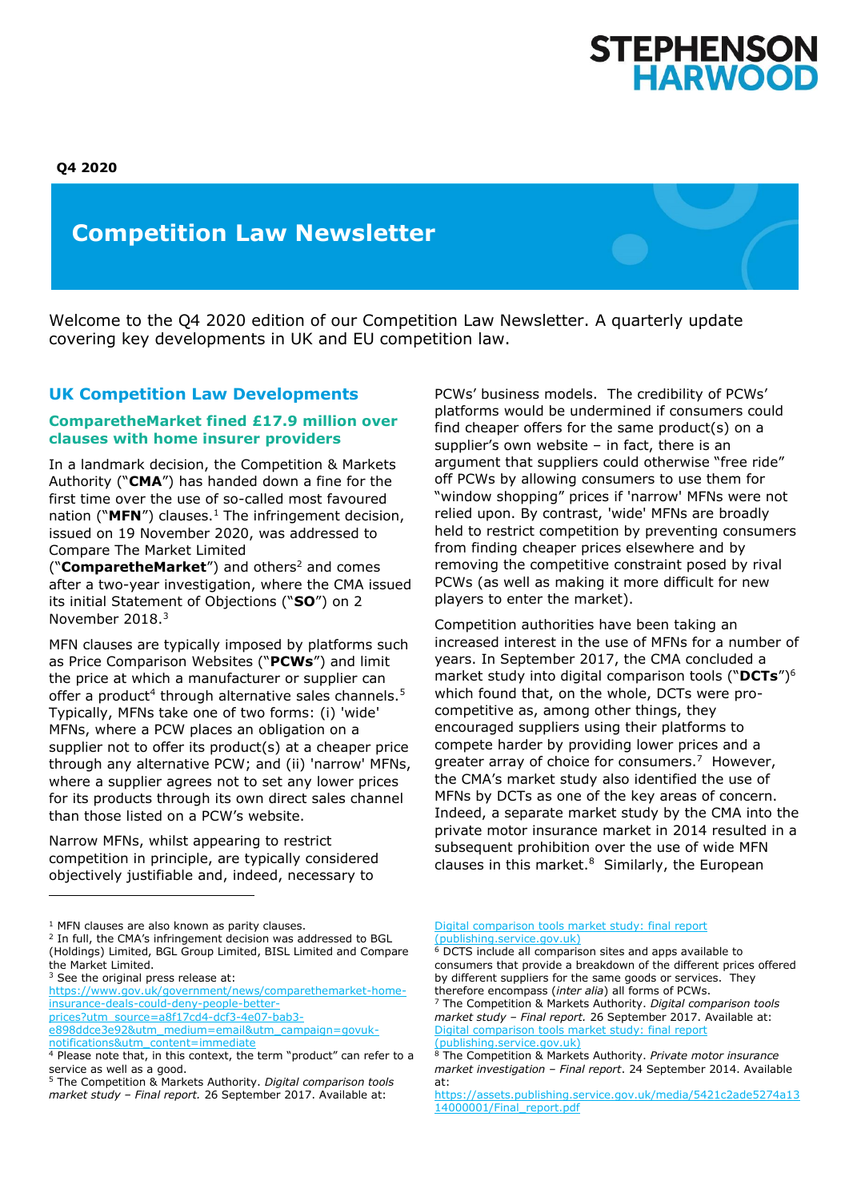**Q4 2020**

# Competition Law Newsletter

Welcome to the Q4 2020 edition of our Competition Law Newsletter. A quarterly update covering key developments in UK and EU competition law.

## UK Competition Law Developments

### ComparetheMarket fined £17.9 million over clauses with home insurer providers

In a landmark decision, the Competition & Markets Authority ("**CMA**") has handed down a fine for the first time over the use of so-called most favoured nation ("**MFN**") clauses.[1] The infringement decision, issued on 19 November 2020, was addressed to Compare The Market Limited ("**ComparetheMarket**") and others[2] and comes after a two-year investigation, where the CMA issued its initial Statement of Objections ("**SO**") on 2 November 2018.[3]

MFN clauses are typically imposed by platforms such as Price Comparison Websites ("**PCWs**") and limit the price at which a manufacturer or supplier can offer a product[4] through alternative sales channels.[5] Typically, MFNs take one of two forms: (i) 'wide' MFNs, where a PCW places an obligation on a supplier not to offer its product(s) at a cheaper price through any alternative PCW; and (ii) 'narrow' MFNs, where a supplier agrees not to set any lower prices for its products through its own direct sales channel than those listed on a PCW's website.

Narrow MFNs, whilst appearing to restrict competition in principle, are typically considered objectively justifiable and, indeed, necessary to PCWs' business models. The credibility of PCWs' platforms would be undermined if consumers could find cheaper offers for the same product(s) on a supplier's own website – in fact, there is an argument that suppliers could otherwise "free ride" off PCWs by allowing consumers to use them for "window shopping" prices if 'narrow' MFNs were not relied upon. By contrast, 'wide' MFNs are broadly held to restrict competition by preventing consumers from finding cheaper prices elsewhere and by removing the competitive constraint posed by rival PCWs (as well as making it more difficult for new players to enter the market).

Competition authorities have been taking an increased interest in the use of MFNs for a number of years. In September 2017, the CMA concluded a market study into digital comparison tools ("**DCTs**")[6] which found that, on the whole, DCTs were pro-competitive as, among other things, they encouraged suppliers using their platforms to compete harder by providing lower prices and a greater array of choice for consumers.[7] However, the CMA's market study also identified the use of MFNs by DCTs as one of the key areas of concern. Indeed, a separate market study by the CMA into the private motor insurance market in 2014 resulted in a subsequent prohibition over the use of wide MFN clauses in this market.[8] Similarly, the European

---

[1] MFN clauses are also known as parity clauses.

[2] In full, the CMA's infringement decision was addressed to BGL (Holdings) Limited, BGL Group Limited, BISL Limited and Compare the Market Limited.

[3] See the original press release at: [https://www.gov.uk/government/news/comparethemarket-home-insurance-deals-could-deny-people-better-prices?utm_source=a8f17cd4-dcf3-4e07-bab3-e898ddce3e92&utm_medium=email&utm_campaign=govuk-notifications&utm_content=immediate](https://www.gov.uk/government/news/comparethemarket-home-insurance-deals-could-deny-people-better-prices?utm_source=a8f17cd4-dcf3-4e07-bab3-e898ddce3e92&utm_medium=email&utm_campaign=govuk-notifications&utm_content=immediate)

[4] Please note that, in this context, the term "product" can refer to a service as well as a good.

[5] The Competition & Markets Authority. *Digital comparison tools market study – Final report.* 26 September 2017. Available at: Digital comparison tools market study: final report (publishing.service.gov.uk)

[6] DCTS include all comparison sites and apps available to consumers that provide a breakdown of the different prices offered by different suppliers for the same goods or services. They therefore encompass (*inter alia*) all forms of PCWs.

[7] The Competition & Markets Authority. *Digital comparison tools market study – Final report.* 26 September 2017. Available at: Digital comparison tools market study: final report (publishing.service.gov.uk)

[8] The Competition & Markets Authority. *Private motor insurance market investigation – Final report*. 24 September 2014. Available at: [https://assets.publishing.service.gov.uk/media/5421c2ade5274a1314000001/Final_report.pdf](https://assets.publishing.service.gov.uk/media/5421c2ade5274a1314000001/Final_report.pdf)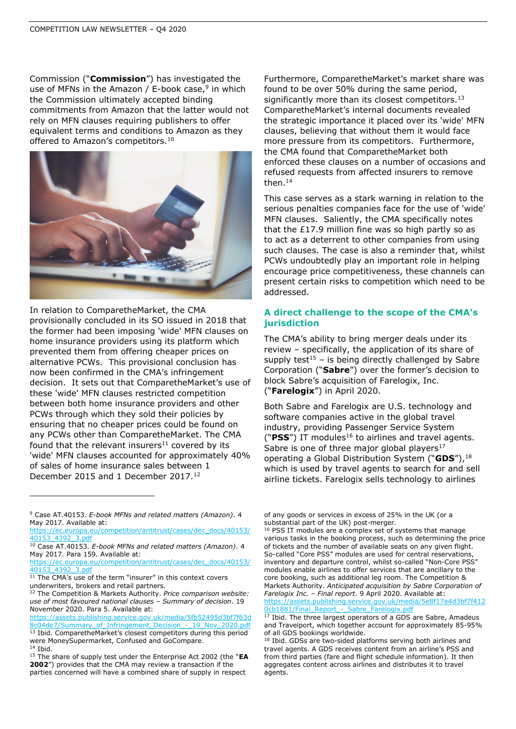Commission ("**Commission**") has investigated the use of MFNs in the Amazon / E-book case,[9] in which the Commission ultimately accepted binding commitments from Amazon that the latter would not rely on MFN clauses requiring publishers to offer equivalent terms and conditions to Amazon as they offered to Amazon's competitors.[10]

In relation to ComparetheMarket, the CMA provisionally concluded in its SO issued in 2018 that the former had been imposing 'wide' MFN clauses on home insurance providers using its platform which prevented them from offering cheaper prices on alternative PCWs. This provisional conclusion has now been confirmed in the CMA's infringement decision. It sets out that ComparetheMarket's use of these 'wide' MFN clauses restricted competition between both home insurance providers and other PCWs through which they sold their policies by ensuring that no cheaper prices could be found on any PCWs other than ComparetheMarket. The CMA found that the relevant insurers[11] covered by its 'wide' MFN clauses accounted for approximately 40% of sales of home insurance sales between 1 December 2015 and 1 December 2017.[12]

Furthermore, ComparetheMarket's market share was found to be over 50% during the same period, significantly more than its closest competitors.[13] ComparetheMarket's internal documents revealed the strategic importance it placed over its 'wide' MFN clauses, believing that without them it would face more pressure from its competitors. Furthermore, the CMA found that ComparetheMarket both enforced these clauses on a number of occasions and refused requests from affected insurers to remove then.[14]

This case serves as a stark warning in relation to the serious penalties companies face for the use of 'wide' MFN clauses. Saliently, the CMA specifically notes that the £17.9 million fine was so high partly so as to act as a deterrent to other companies from using such clauses. The case is also a reminder that, whilst PCWs undoubtedly play an important role in helping encourage price competitiveness, these channels can present certain risks to competition which need to be addressed.

## A direct challenge to the scope of the CMA's jurisdiction

The CMA's ability to bring merger deals under its review – specifically, the application of its share of supply test[15] – is being directly challenged by Sabre Corporation ("**Sabre**") over the former's decision to block Sabre's acquisition of Farelogix, Inc. ("**Farelogix**") in April 2020.

Both Sabre and Farelogix are U.S. technology and software companies active in the global travel industry, providing Passenger Service System ("**PSS**") IT modules[16] to airlines and travel agents. Sabre is one of three major global players[17] operating a Global Distribution System ("**GDS**"),[18] which is used by travel agents to search for and sell airline tickets. Farelogix sells technology to airlines

---

[9] Case AT.40153. *E-book MFNs and related matters (Amazon)*. 4 May 2017. Available at: https://ec.europa.eu/competition/antitrust/cases/dec_docs/40153/40153_4392_3.pdf

[10] Case AT.40153. *E-book MFNs and related matters (Amazon)*. 4 May 2017. Para 159. Available at: https://ec.europa.eu/competition/antitrust/cases/dec_docs/40153/40153_4392_3.pdf

[11] The CMA's use of the term "insurer" in this context covers underwriters, brokers and retail partners.

[12] The Competition & Markets Authority. *Price comparison website: use of most favoured national clauses – Summary of decision*. 19 November 2020. Para 5. Available at: https://assets.publishing.service.gov.uk/media/5fb52495d3bf7f63d8c04de7/Summary_of_Infringement_Decision_-_19_Nov_2020.pdf

[13] Ibid. ComparetheMarket's closest competitors during this period were MoneySupermarket, Confused and GoCompare.

[14] Ibid.

[15] The share of supply test under the Enterprise Act 2002 (the "**EA 2002**") provides that the CMA may review a transaction if the parties concerned will have a combined share of supply in respect of any goods or services in excess of 25% in the UK (or a substantial part of the UK) post-merger.

[16] PSS IT modules are a complex set of systems that manage various tasks in the booking process, such as determining the price of tickets and the number of available seats on any given flight. So-called "Core PSS" modules are used for central reservations, inventory and departure control, whilst so-called "Non-Core PSS" modules enable airlines to offer services that are ancillary to the core booking, such as additional leg room. The Competition & Markets Authority. *Anticipated acquisition by Sabre Corporation of Farelogix Inc. – Final report*. 9 April 2020. Available at: https://assets.publishing.service.gov.uk/media/5e8f17e4d3bf7f4120cb1881/Final_Report_-_Sabre_Farelogix.pdf

[17] Ibid. The three largest operators of a GDS are Sabre, Amadeus and Travelport, which together account for approximately 85-95% of all GDS bookings worldwide.

[18] Ibid. GDSs are two-sided platforms serving both airlines and travel agents. A GDS receives content from an airline's PSS and from third parties (fare and flight schedule information). It then aggregates content across airlines and distributes it to travel agents.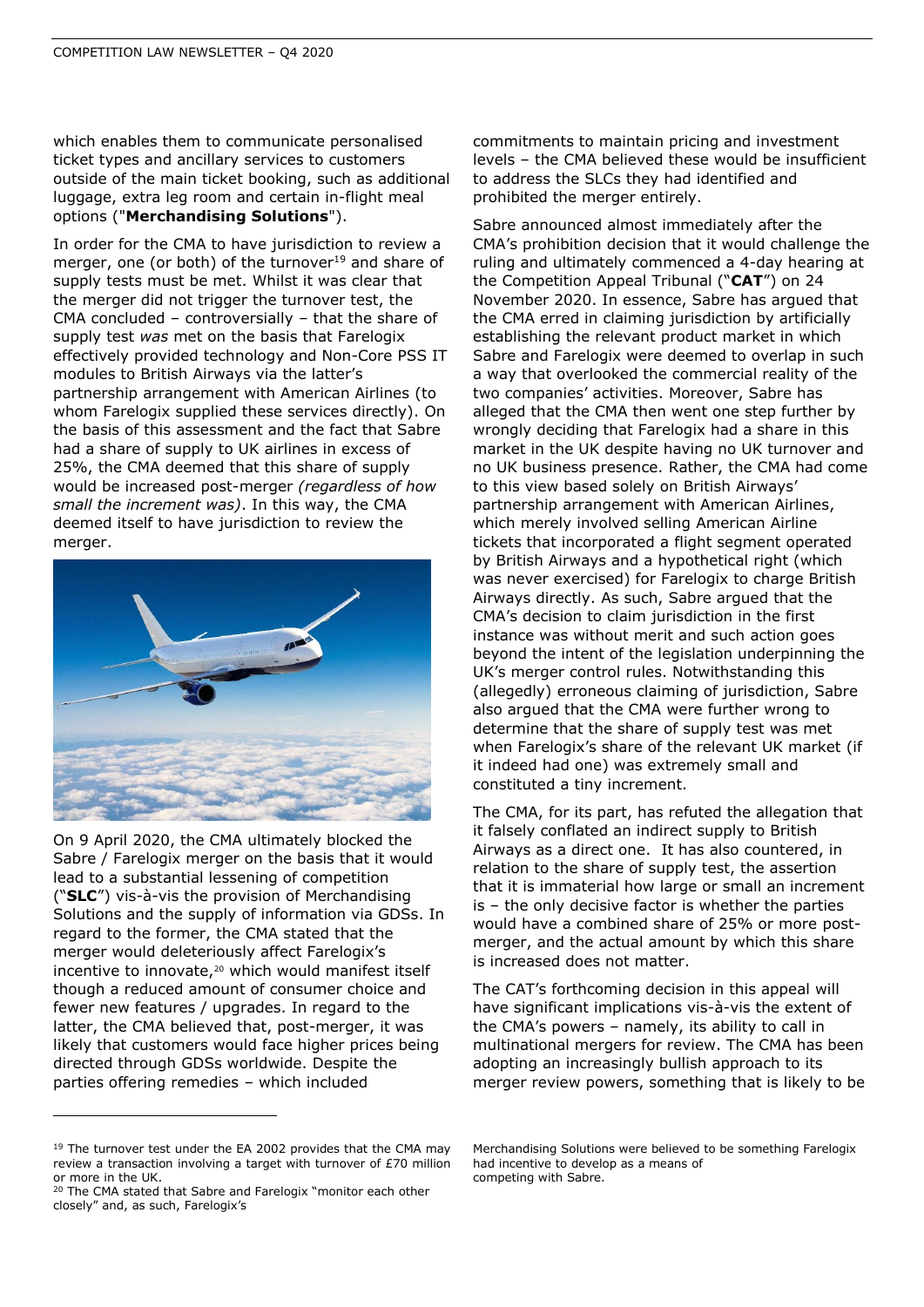which enables them to communicate personalised ticket types and ancillary services to customers outside of the main ticket booking, such as additional luggage, extra leg room and certain in-flight meal options ("**Merchandising Solutions**").

In order for the CMA to have jurisdiction to review a merger, one (or both) of the turnover[19] and share of supply tests must be met. Whilst it was clear that the merger did not trigger the turnover test, the CMA concluded – controversially – that the share of supply test *was* met on the basis that Farelogix effectively provided technology and Non-Core PSS IT modules to British Airways via the latter's partnership arrangement with American Airlines (to whom Farelogix supplied these services directly). On the basis of this assessment and the fact that Sabre had a share of supply to UK airlines in excess of 25%, the CMA deemed that this share of supply would be increased post-merger *(regardless of how small the increment was)*. In this way, the CMA deemed itself to have jurisdiction to review the merger.

On 9 April 2020, the CMA ultimately blocked the Sabre / Farelogix merger on the basis that it would lead to a substantial lessening of competition ("**SLC**") vis-à-vis the provision of Merchandising Solutions and the supply of information via GDSs. In regard to the former, the CMA stated that the merger would deleteriously affect Farelogix's incentive to innovate,[20] which would manifest itself though a reduced amount of consumer choice and fewer new features / upgrades. In regard to the latter, the CMA believed that, post-merger, it was likely that customers would face higher prices being directed through GDSs worldwide. Despite the parties offering remedies – which included commitments to maintain pricing and investment levels – the CMA believed these would be insufficient to address the SLCs they had identified and prohibited the merger entirely.

Sabre announced almost immediately after the CMA's prohibition decision that it would challenge the ruling and ultimately commenced a 4-day hearing at the Competition Appeal Tribunal ("**CAT**") on 24 November 2020. In essence, Sabre has argued that the CMA erred in claiming jurisdiction by artificially establishing the relevant product market in which Sabre and Farelogix were deemed to overlap in such a way that overlooked the commercial reality of the two companies' activities. Moreover, Sabre has alleged that the CMA then went one step further by wrongly deciding that Farelogix had a share in this market in the UK despite having no UK turnover and no UK business presence. Rather, the CMA had come to this view based solely on British Airways' partnership arrangement with American Airlines, which merely involved selling American Airline tickets that incorporated a flight segment operated by British Airways and a hypothetical right (which was never exercised) for Farelogix to charge British Airways directly. As such, Sabre argued that the CMA's decision to claim jurisdiction in the first instance was without merit and such action goes beyond the intent of the legislation underpinning the UK's merger control rules. Notwithstanding this (allegedly) erroneous claiming of jurisdiction, Sabre also argued that the CMA were further wrong to determine that the share of supply test was met when Farelogix's share of the relevant UK market (if it indeed had one) was extremely small and constituted a tiny increment.

The CMA, for its part, has refuted the allegation that it falsely conflated an indirect supply to British Airways as a direct one. It has also countered, in relation to the share of supply test, the assertion that it is immaterial how large or small an increment is – the only decisive factor is whether the parties would have a combined share of 25% or more post-merger, and the actual amount by which this share is increased does not matter.

The CAT's forthcoming decision in this appeal will have significant implications vis-à-vis the extent of the CMA's powers – namely, its ability to call in multinational mergers for review. The CMA has been adopting an increasingly bullish approach to its merger review powers, something that is likely to be

---

[19] The turnover test under the EA 2002 provides that the CMA may review a transaction involving a target with turnover of £70 million or more in the UK.

[20] The CMA stated that Sabre and Farelogix "monitor each other closely" and, as such, Farelogix's Merchandising Solutions were believed to be something Farelogix had incentive to develop as a means of competing with Sabre.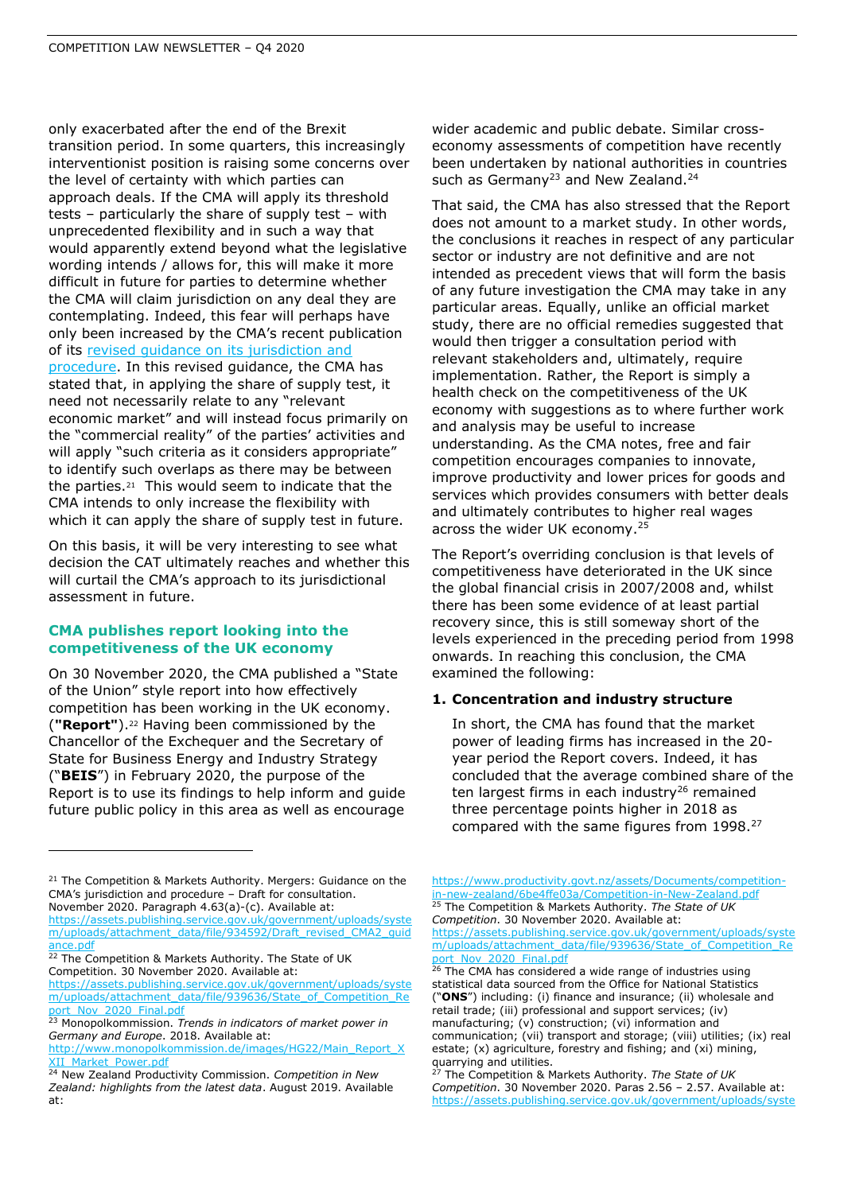only exacerbated after the end of the Brexit transition period. In some quarters, this increasingly interventionist position is raising some concerns over the level of certainty with which parties can approach deals. If the CMA will apply its threshold tests – particularly the share of supply test – with unprecedented flexibility and in such a way that would apparently extend beyond what the legislative wording intends / allows for, this will make it more difficult in future for parties to determine whether the CMA will claim jurisdiction on any deal they are contemplating. Indeed, this fear will perhaps have only been increased by the CMA's recent publication of its [revised guidance on its jurisdiction and procedure](https://assets.publishing.service.gov.uk/government/uploads/system/uploads/attachment_data/file/934592/Draft_revised_CMA2_guidance.pdf). In this revised guidance, the CMA has stated that, in applying the share of supply test, it need not necessarily relate to any "relevant economic market" and will instead focus primarily on the "commercial reality" of the parties' activities and will apply "such criteria as it considers appropriate" to identify such overlaps as there may be between the parties.[21] This would seem to indicate that the CMA intends to only increase the flexibility with which it can apply the share of supply test in future.

On this basis, it will be very interesting to see what decision the CAT ultimately reaches and whether this will curtail the CMA's approach to its jurisdictional assessment in future.

### CMA publishes report looking into the competitiveness of the UK economy

On 30 November 2020, the CMA published a "State of the Union" style report into how effectively competition has been working in the UK economy. (**"Report"**).[22] Having been commissioned by the Chancellor of the Exchequer and the Secretary of State for Business Energy and Industry Strategy ("**BEIS**") in February 2020, the purpose of the Report is to use its findings to help inform and guide future public policy in this area as well as encourage wider academic and public debate. Similar cross-economy assessments of competition have recently been undertaken by national authorities in countries such as Germany[23] and New Zealand.[24]

That said, the CMA has also stressed that the Report does not amount to a market study. In other words, the conclusions it reaches in respect of any particular sector or industry are not definitive and are not intended as precedent views that will form the basis of any future investigation the CMA may take in any particular areas. Equally, unlike an official market study, there are no official remedies suggested that would then trigger a consultation period with relevant stakeholders and, ultimately, require implementation. Rather, the Report is simply a health check on the competitiveness of the UK economy with suggestions as to where further work and analysis may be useful to increase understanding. As the CMA notes, free and fair competition encourages companies to innovate, improve productivity and lower prices for goods and services which provides consumers with better deals and ultimately contributes to higher real wages across the wider UK economy.[25]

The Report's overriding conclusion is that levels of competitiveness have deteriorated in the UK since the global financial crisis in 2007/2008 and, whilst there has been some evidence of at least partial recovery since, this is still someway short of the levels experienced in the preceding period from 1998 onwards. In reaching this conclusion, the CMA examined the following:

1. **Concentration and industry structure**

   In short, the CMA has found that the market power of leading firms has increased in the 20-year period the Report covers. Indeed, it has concluded that the average combined share of the ten largest firms in each industry[26] remained three percentage points higher in 2018 as compared with the same figures from 1998.[27]

---

[21] The Competition & Markets Authority. Mergers: Guidance on the CMA's jurisdiction and procedure – Draft for consultation. November 2020. Paragraph 4.63(a)-(c). Available at: https://assets.publishing.service.gov.uk/government/uploads/system/uploads/attachment_data/file/934592/Draft_revised_CMA2_guidance.pdf

[22] The Competition & Markets Authority. The State of UK Competition. 30 November 2020. Available at: https://assets.publishing.service.gov.uk/government/uploads/system/uploads/attachment_data/file/939636/State_of_Competition_Report_Nov_2020_Final.pdf

[23] Monopolkommission. *Trends in indicators of market power in Germany and Europe*. 2018. Available at: http://www.monopolkommission.de/images/HG22/Main_Report_XXII_Market_Power.pdf

[24] New Zealand Productivity Commission. *Competition in New Zealand: highlights from the latest data*. August 2019. Available at: https://www.productivity.govt.nz/assets/Documents/competition-in-new-zealand/6be4ffe03a/Competition-in-New-Zealand.pdf

[25] The Competition & Markets Authority. *The State of UK Competition*. 30 November 2020. Available at: https://assets.publishing.service.gov.uk/government/uploads/system/uploads/attachment_data/file/939636/State_of_Competition_Report_Nov_2020_Final.pdf

[26] The CMA has considered a wide range of industries using statistical data sourced from the Office for National Statistics ("**ONS**") including: (i) finance and insurance; (ii) wholesale and retail trade; (iii) professional and support services; (iv) manufacturing; (v) construction; (vi) information and communication; (vii) transport and storage; (viii) utilities; (ix) real estate; (x) agriculture, forestry and fishing; and (xi) mining, quarrying and utilities.

[27] The Competition & Markets Authority. *The State of UK Competition*. 30 November 2020. Paras 2.56 – 2.57. Available at: https://assets.publishing.service.gov.uk/government/uploads/syste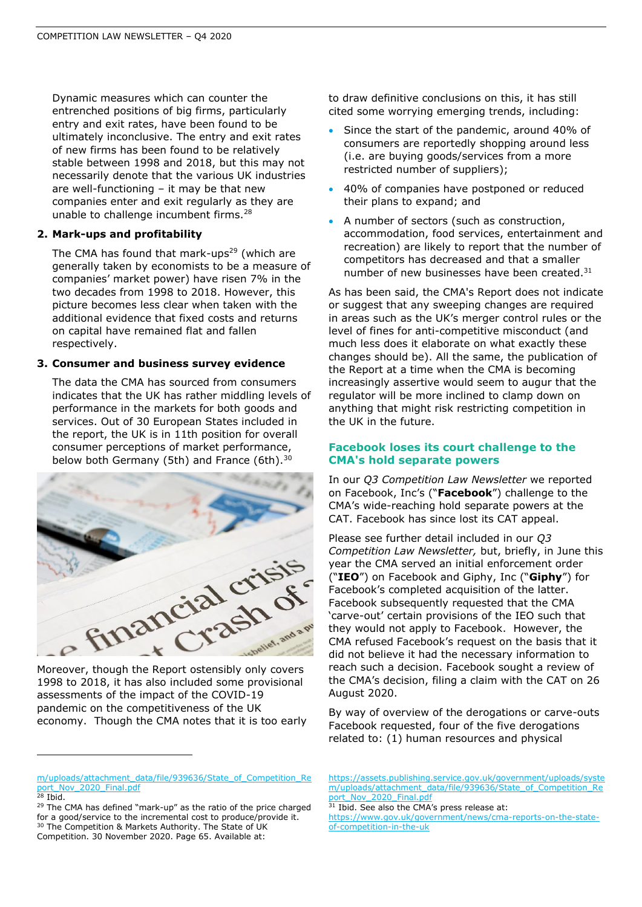Dynamic measures which can counter the entrenched positions of big firms, particularly entry and exit rates, have been found to be ultimately inconclusive. The entry and exit rates of new firms has been found to be relatively stable between 1998 and 2018, but this may not necessarily denote that the various UK industries are well-functioning – it may be that new companies enter and exit regularly as they are unable to challenge incumbent firms.[28]

**2. Mark-ups and profitability**

The CMA has found that mark-ups[29] (which are generally taken by economists to be a measure of companies' market power) have risen 7% in the two decades from 1998 to 2018. However, this picture becomes less clear when taken with the additional evidence that fixed costs and returns on capital have remained flat and fallen respectively.

**3. Consumer and business survey evidence**

The data the CMA has sourced from consumers indicates that the UK has rather middling levels of performance in the markets for both goods and services. Out of 30 European States included in the report, the UK is in 11th position for overall consumer perceptions of market performance, below both Germany (5th) and France (6th).[30]

Moreover, though the Report ostensibly only covers 1998 to 2018, it has also included some provisional assessments of the impact of the COVID-19 pandemic on the competitiveness of the UK economy. Though the CMA notes that it is too early to draw definitive conclusions on this, it has still cited some worrying emerging trends, including:

- Since the start of the pandemic, around 40% of consumers are reportedly shopping around less (i.e. are buying goods/services from a more restricted number of suppliers);
- 40% of companies have postponed or reduced their plans to expand; and
- A number of sectors (such as construction, accommodation, food services, entertainment and recreation) are likely to report that the number of competitors has decreased and that a smaller number of new businesses have been created.[31]

As has been said, the CMA's Report does not indicate or suggest that any sweeping changes are required in areas such as the UK's merger control rules or the level of fines for anti-competitive misconduct (and much less does it elaborate on what exactly these changes should be). All the same, the publication of the Report at a time when the CMA is becoming increasingly assertive would seem to augur that the regulator will be more inclined to clamp down on anything that might risk restricting competition in the UK in the future.

## Facebook loses its court challenge to the CMA's hold separate powers

In our *Q3 Competition Law Newsletter* we reported on Facebook, Inc's ("**Facebook**") challenge to the CMA's wide-reaching hold separate powers at the CAT. Facebook has since lost its CAT appeal.

Please see further detail included in our *Q3 Competition Law Newsletter,* but, briefly, in June this year the CMA served an initial enforcement order ("**IEO**") on Facebook and Giphy, Inc ("**Giphy**") for Facebook's completed acquisition of the latter. Facebook subsequently requested that the CMA 'carve-out' certain provisions of the IEO such that they would not apply to Facebook. However, the CMA refused Facebook's request on the basis that it did not believe it had the necessary information to reach such a decision. Facebook sought a review of the CMA's decision, filing a claim with the CAT on 26 August 2020.

By way of overview of the derogations or carve-outs Facebook requested, four of the five derogations related to: (1) human resources and physical

---

m/uploads/attachment_data/file/939636/State_of_Competition_Report_Nov_2020_Final.pdf

[28] Ibid.

[29] The CMA has defined "mark-up" as the ratio of the price charged for a good/service to the incremental cost to produce/provide it.

[30] The Competition & Markets Authority. The State of UK Competition. 30 November 2020. Page 65. Available at: https://assets.publishing.service.gov.uk/government/uploads/system/uploads/attachment_data/file/939636/State_of_Competition_Report_Nov_2020_Final.pdf

[31] Ibid. See also the CMA's press release at: https://www.gov.uk/government/news/cma-reports-on-the-state-of-competition-in-the-uk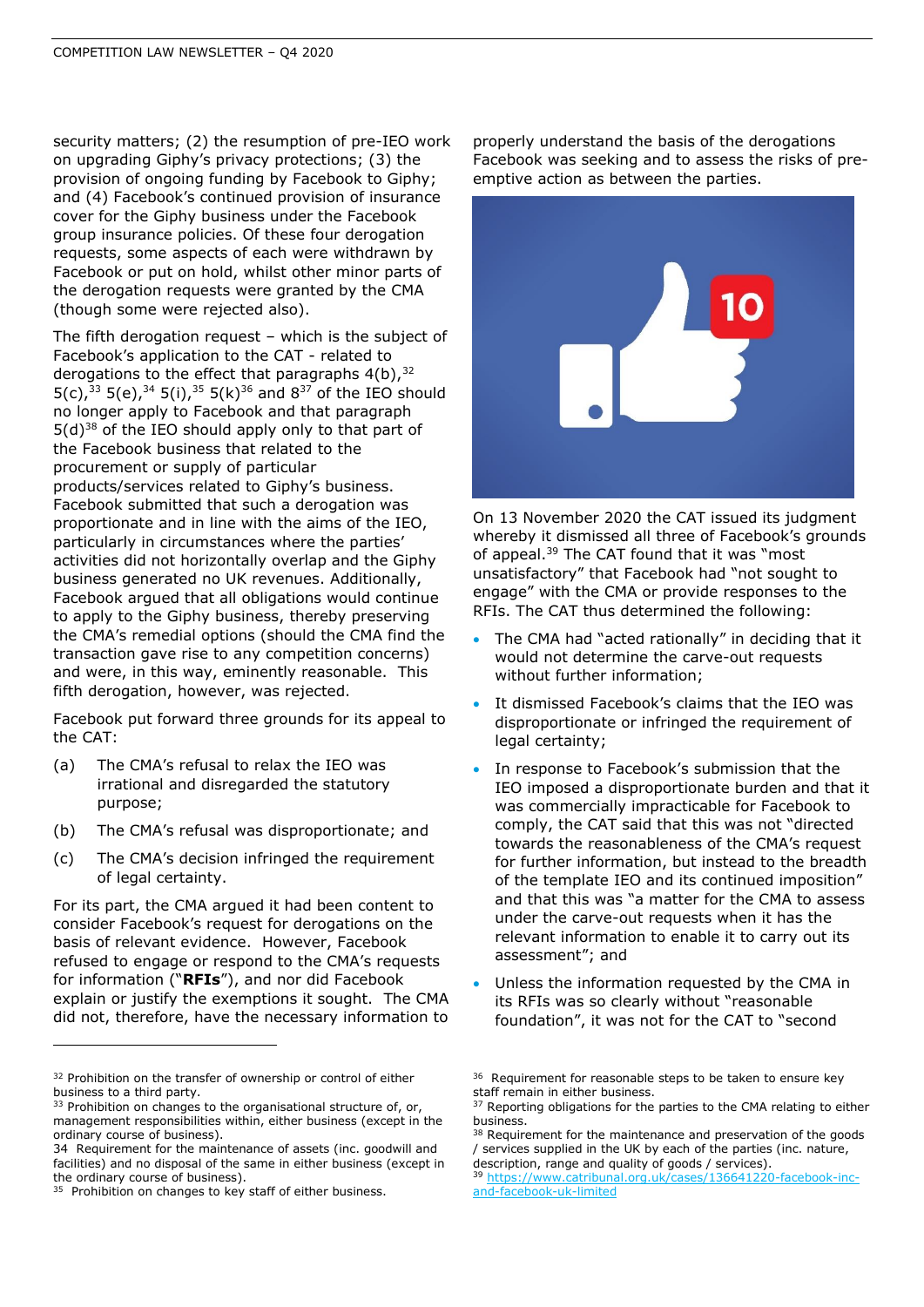security matters; (2) the resumption of pre-IEO work on upgrading Giphy's privacy protections; (3) the provision of ongoing funding by Facebook to Giphy; and (4) Facebook's continued provision of insurance cover for the Giphy business under the Facebook group insurance policies. Of these four derogation requests, some aspects of each were withdrawn by Facebook or put on hold, whilst other minor parts of the derogation requests were granted by the CMA (though some were rejected also).

The fifth derogation request – which is the subject of Facebook's application to the CAT - related to derogations to the effect that paragraphs 4(b),[32] 5(c),[33] 5(e),[34] 5(i),[35] 5(k)[36] and 8[37] of the IEO should no longer apply to Facebook and that paragraph 5(d)[38] of the IEO should apply only to that part of the Facebook business that related to the procurement or supply of particular products/services related to Giphy's business. Facebook submitted that such a derogation was proportionate and in line with the aims of the IEO, particularly in circumstances where the parties' activities did not horizontally overlap and the Giphy business generated no UK revenues. Additionally, Facebook argued that all obligations would continue to apply to the Giphy business, thereby preserving the CMA's remedial options (should the CMA find the transaction gave rise to any competition concerns) and were, in this way, eminently reasonable. This fifth derogation, however, was rejected.

Facebook put forward three grounds for its appeal to the CAT:

(a) The CMA's refusal to relax the IEO was irrational and disregarded the statutory purpose;

(b) The CMA's refusal was disproportionate; and

(c) The CMA's decision infringed the requirement of legal certainty.

For its part, the CMA argued it had been content to consider Facebook's request for derogations on the basis of relevant evidence. However, Facebook refused to engage or respond to the CMA's requests for information ("**RFIs**"), and nor did Facebook explain or justify the exemptions it sought. The CMA did not, therefore, have the necessary information to properly understand the basis of the derogations Facebook was seeking and to assess the risks of pre-emptive action as between the parties.

On 13 November 2020 the CAT issued its judgment whereby it dismissed all three of Facebook's grounds of appeal.[39] The CAT found that it was "most unsatisfactory" that Facebook had "not sought to engage" with the CMA or provide responses to the RFIs. The CAT thus determined the following:

- The CMA had "acted rationally" in deciding that it would not determine the carve-out requests without further information;
- It dismissed Facebook's claims that the IEO was disproportionate or infringed the requirement of legal certainty;
- In response to Facebook's submission that the IEO imposed a disproportionate burden and that it was commercially impracticable for Facebook to comply, the CAT said that this was not "directed towards the reasonableness of the CMA's request for further information, but instead to the breadth of the template IEO and its continued imposition" and that this was "a matter for the CMA to assess under the carve-out requests when it has the relevant information to enable it to carry out its assessment"; and
- Unless the information requested by the CMA in its RFIs was so clearly without "reasonable foundation", it was not for the CAT to "second

---

[32] Prohibition on the transfer of ownership or control of either business to a third party.

[33] Prohibition on changes to the organisational structure of, or, management responsibilities within, either business (except in the ordinary course of business).

[34] Requirement for the maintenance of assets (inc. goodwill and facilities) and no disposal of the same in either business (except in the ordinary course of business).

[35] Prohibition on changes to key staff of either business.

[36] Requirement for reasonable steps to be taken to ensure key staff remain in either business.

[37] Reporting obligations for the parties to the CMA relating to either business.

[38] Requirement for the maintenance and preservation of the goods / services supplied in the UK by each of the parties (inc. nature, description, range and quality of goods / services).

[39] https://www.catribunal.org.uk/cases/136641220-facebook-inc-and-facebook-uk-limited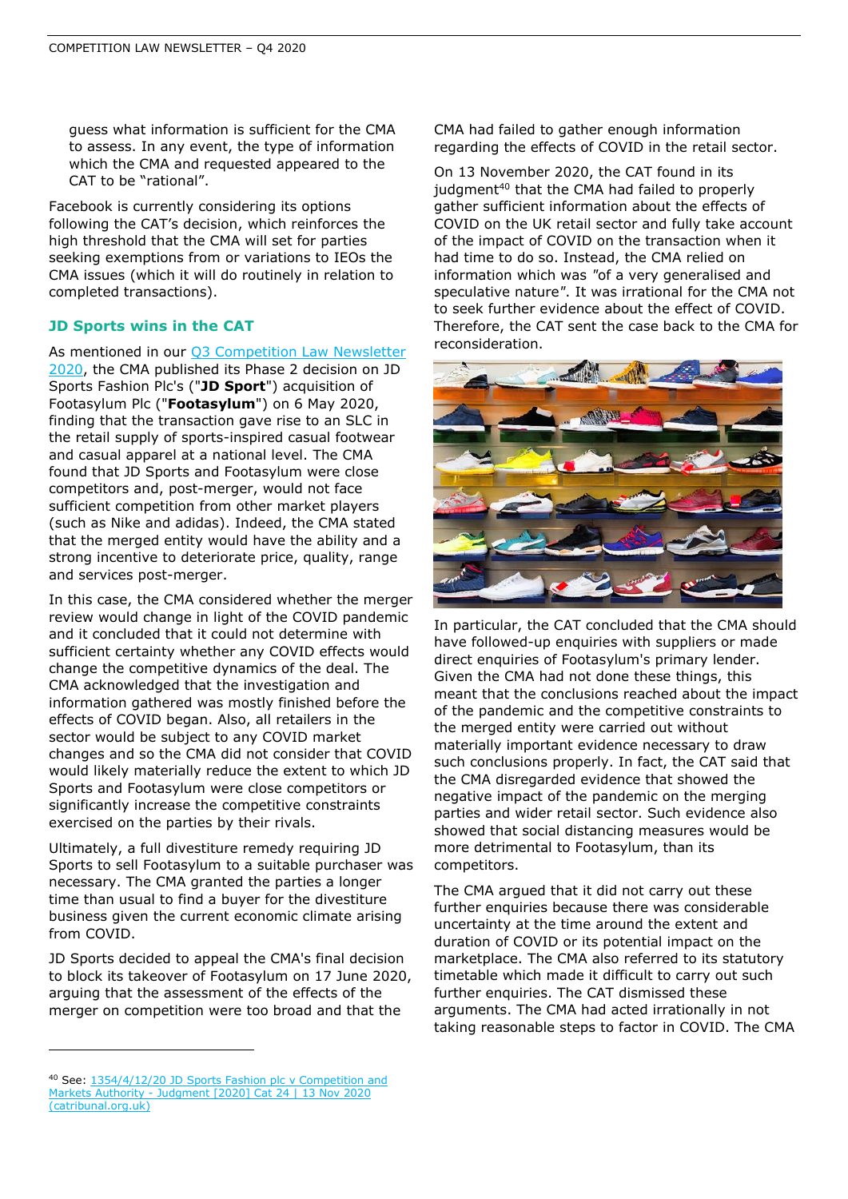guess what information is sufficient for the CMA to assess. In any event, the type of information which the CMA and requested appeared to the CAT to be "rational".

Facebook is currently considering its options following the CAT's decision, which reinforces the high threshold that the CMA will set for parties seeking exemptions from or variations to IEOs the CMA issues (which it will do routinely in relation to completed transactions).

## JD Sports wins in the CAT

As mentioned in our [Q3 Competition Law Newsletter 2020](), the CMA published its Phase 2 decision on JD Sports Fashion Plc's ("**JD Sport**") acquisition of Footasylum Plc ("**Footasylum**") on 6 May 2020, finding that the transaction gave rise to an SLC in the retail supply of sports-inspired casual footwear and casual apparel at a national level. The CMA found that JD Sports and Footasylum were close competitors and, post-merger, would not face sufficient competition from other market players (such as Nike and adidas). Indeed, the CMA stated that the merged entity would have the ability and a strong incentive to deteriorate price, quality, range and services post-merger.

In this case, the CMA considered whether the merger review would change in light of the COVID pandemic and it concluded that it could not determine with sufficient certainty whether any COVID effects would change the competitive dynamics of the deal. The CMA acknowledged that the investigation and information gathered was mostly finished before the effects of COVID began. Also, all retailers in the sector would be subject to any COVID market changes and so the CMA did not consider that COVID would likely materially reduce the extent to which JD Sports and Footasylum were close competitors or significantly increase the competitive constraints exercised on the parties by their rivals.

Ultimately, a full divestiture remedy requiring JD Sports to sell Footasylum to a suitable purchaser was necessary. The CMA granted the parties a longer time than usual to find a buyer for the divestiture business given the current economic climate arising from COVID.

JD Sports decided to appeal the CMA's final decision to block its takeover of Footasylum on 17 June 2020, arguing that the assessment of the effects of the merger on competition were too broad and that the CMA had failed to gather enough information regarding the effects of COVID in the retail sector.

On 13 November 2020, the CAT found in its judgment[40] that the CMA had failed to properly gather sufficient information about the effects of COVID on the UK retail sector and fully take account of the impact of COVID on the transaction when it had time to do so. Instead, the CMA relied on information which was "of a very generalised and speculative nature". It was irrational for the CMA not to seek further evidence about the effect of COVID. Therefore, the CAT sent the case back to the CMA for reconsideration.

In particular, the CAT concluded that the CMA should have followed-up enquiries with suppliers or made direct enquiries of Footasylum's primary lender. Given the CMA had not done these things, this meant that the conclusions reached about the impact of the pandemic and the competitive constraints to the merged entity were carried out without materially important evidence necessary to draw such conclusions properly. In fact, the CAT said that the CMA disregarded evidence that showed the negative impact of the pandemic on the merging parties and wider retail sector. Such evidence also showed that social distancing measures would be more detrimental to Footasylum, than its competitors.

The CMA argued that it did not carry out these further enquiries because there was considerable uncertainty at the time around the extent and duration of COVID or its potential impact on the marketplace. The CMA also referred to its statutory timetable which made it difficult to carry out such further enquiries. The CAT dismissed these arguments. The CMA had acted irrationally in not taking reasonable steps to factor in COVID. The CMA

[40] See: [1354/4/12/20 JD Sports Fashion plc v Competition and Markets Authority - Judgment [2020] Cat 24 | 13 Nov 2020 (catribunal.org.uk)]()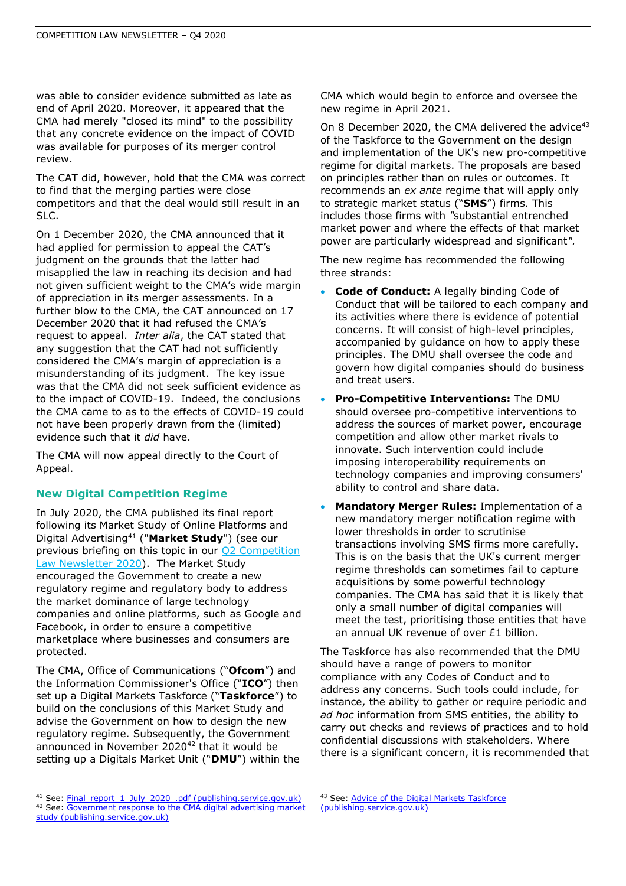was able to consider evidence submitted as late as end of April 2020. Moreover, it appeared that the CMA had merely "closed its mind" to the possibility that any concrete evidence on the impact of COVID was available for purposes of its merger control review.

The CAT did, however, hold that the CMA was correct to find that the merging parties were close competitors and that the deal would still result in an SLC.

On 1 December 2020, the CMA announced that it had applied for permission to appeal the CAT's judgment on the grounds that the latter had misapplied the law in reaching its decision and had not given sufficient weight to the CMA's wide margin of appreciation in its merger assessments. In a further blow to the CMA, the CAT announced on 17 December 2020 that it had refused the CMA's request to appeal. *Inter alia*, the CAT stated that any suggestion that the CAT had not sufficiently considered the CMA's margin of appreciation is a misunderstanding of its judgment. The key issue was that the CMA did not seek sufficient evidence as to the impact of COVID-19. Indeed, the conclusions the CMA came to as to the effects of COVID-19 could not have been properly drawn from the (limited) evidence such that it *did* have.

The CMA will now appeal directly to the Court of Appeal.

## New Digital Competition Regime

In July 2020, the CMA published its final report following its Market Study of Online Platforms and Digital Advertising[41] ("**Market Study**") (see our previous briefing on this topic in our [Q2 Competition Law Newsletter 2020](#)). The Market Study encouraged the Government to create a new regulatory regime and regulatory body to address the market dominance of large technology companies and online platforms, such as Google and Facebook, in order to ensure a competitive marketplace where businesses and consumers are protected.

The CMA, Office of Communications ("**Ofcom**") and the Information Commissioner's Office ("**ICO**") then set up a Digital Markets Taskforce ("**Taskforce**") to build on the conclusions of this Market Study and advise the Government on how to design the new regulatory regime. Subsequently, the Government announced in November 2020[42] that it would be setting up a Digitals Market Unit ("**DMU**") within the CMA which would begin to enforce and oversee the new regime in April 2021.

On 8 December 2020, the CMA delivered the advice[43] of the Taskforce to the Government on the design and implementation of the UK's new pro-competitive regime for digital markets. The proposals are based on principles rather than on rules or outcomes. It recommends an *ex ante* regime that will apply only to strategic market status ("**SMS**") firms. This includes those firms with "substantial entrenched market power and where the effects of that market power are particularly widespread and significant*".*

The new regime has recommended the following three strands:

- **Code of Conduct:** A legally binding Code of Conduct that will be tailored to each company and its activities where there is evidence of potential concerns. It will consist of high-level principles, accompanied by guidance on how to apply these principles. The DMU shall oversee the code and govern how digital companies should do business and treat users.
- **Pro-Competitive Interventions:** The DMU should oversee pro-competitive interventions to address the sources of market power, encourage competition and allow other market rivals to innovate. Such intervention could include imposing interoperability requirements on technology companies and improving consumers' ability to control and share data.
- **Mandatory Merger Rules:** Implementation of a new mandatory merger notification regime with lower thresholds in order to scrutinise transactions involving SMS firms more carefully. This is on the basis that the UK's current merger regime thresholds can sometimes fail to capture acquisitions by some powerful technology companies. The CMA has said that it is likely that only a small number of digital companies will meet the test, prioritising those entities that have an annual UK revenue of over £1 billion.

The Taskforce has also recommended that the DMU should have a range of powers to monitor compliance with any Codes of Conduct and to address any concerns. Such tools could include, for instance, the ability to gather or require periodic and *ad hoc* information from SMS entities, the ability to carry out checks and reviews of practices and to hold confidential discussions with stakeholders. Where there is a significant concern, it is recommended that

---

[41] See: [Final_report_1_July_2020_.pdf (publishing.service.gov.uk)](#)

[42] See: [Government response to the CMA digital advertising market study (publishing.service.gov.uk)](#)

[43] See: [Advice of the Digital Markets Taskforce (publishing.service.gov.uk)](#)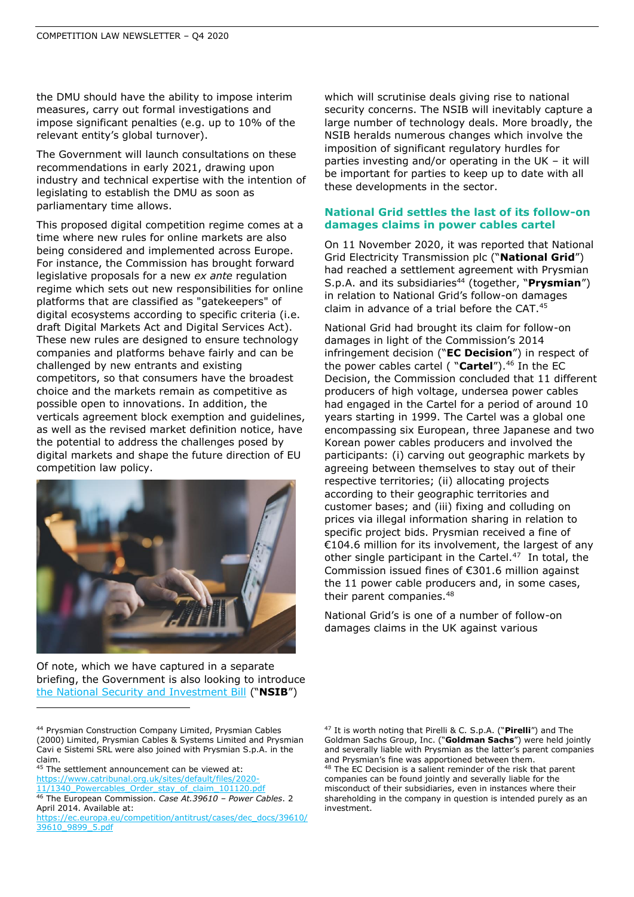the DMU should have the ability to impose interim measures, carry out formal investigations and impose significant penalties (e.g. up to 10% of the relevant entity's global turnover).

The Government will launch consultations on these recommendations in early 2021, drawing upon industry and technical expertise with the intention of legislating to establish the DMU as soon as parliamentary time allows.

This proposed digital competition regime comes at a time where new rules for online markets are also being considered and implemented across Europe. For instance, the Commission has brought forward legislative proposals for a new *ex ante* regulation regime which sets out new responsibilities for online platforms that are classified as "gatekeepers" of digital ecosystems according to specific criteria (i.e. draft Digital Markets Act and Digital Services Act). These new rules are designed to ensure technology companies and platforms behave fairly and can be challenged by new entrants and existing competitors, so that consumers have the broadest choice and the markets remain as competitive as possible open to innovations. In addition, the verticals agreement block exemption and guidelines, as well as the revised market definition notice, have the potential to address the challenges posed by digital markets and shape the future direction of EU competition law policy.

Of note, which we have captured in a separate briefing, the Government is also looking to introduce the National Security and Investment Bill ("**NSIB**") which will scrutinise deals giving rise to national security concerns. The NSIB will inevitably capture a large number of technology deals. More broadly, the NSIB heralds numerous changes which involve the imposition of significant regulatory hurdles for parties investing and/or operating in the UK – it will be important for parties to keep up to date with all these developments in the sector.

## National Grid settles the last of its follow-on damages claims in power cables cartel

On 11 November 2020, it was reported that National Grid Electricity Transmission plc ("**National Grid**") had reached a settlement agreement with Prysmian S.p.A. and its subsidiaries[44] (together, "**Prysmian**") in relation to National Grid's follow-on damages claim in advance of a trial before the CAT.[45]

National Grid had brought its claim for follow-on damages in light of the Commission's 2014 infringement decision ("**EC Decision**") in respect of the power cables cartel ( "**Cartel**").[46] In the EC Decision, the Commission concluded that 11 different producers of high voltage, undersea power cables had engaged in the Cartel for a period of around 10 years starting in 1999. The Cartel was a global one encompassing six European, three Japanese and two Korean power cables producers and involved the participants: (i) carving out geographic markets by agreeing between themselves to stay out of their respective territories; (ii) allocating projects according to their geographic territories and customer bases; and (iii) fixing and colluding on prices via illegal information sharing in relation to specific project bids. Prysmian received a fine of €104.6 million for its involvement, the largest of any other single participant in the Cartel.[47] In total, the Commission issued fines of €301.6 million against the 11 power cable producers and, in some cases, their parent companies.[48]

National Grid's is one of a number of follow-on damages claims in the UK against various

---

[44] Prysmian Construction Company Limited, Prysmian Cables (2000) Limited, Prysmian Cables & Systems Limited and Prysmian Cavi e Sistemi SRL were also joined with Prysmian S.p.A. in the claim.

[45] The settlement announcement can be viewed at: https://www.catribunal.org.uk/sites/default/files/2020-11/1340_Powercables_Order_stay_of_claim_101120.pdf

[46] The European Commission. *Case At.39610 – Power Cables*. 2 April 2014. Available at: https://ec.europa.eu/competition/antitrust/cases/dec_docs/39610/39610_9899_5.pdf

[47] It is worth noting that Pirelli & C. S.p.A. ("**Pirelli**") and The Goldman Sachs Group, Inc. ("**Goldman Sachs**") were held jointly and severally liable with Prysmian as the latter's parent companies and Prysmian's fine was apportioned between them.

[48] The EC Decision is a salient reminder of the risk that parent companies can be found jointly and severally liable for the misconduct of their subsidiaries, even in instances where their shareholding in the company in question is intended purely as an investment.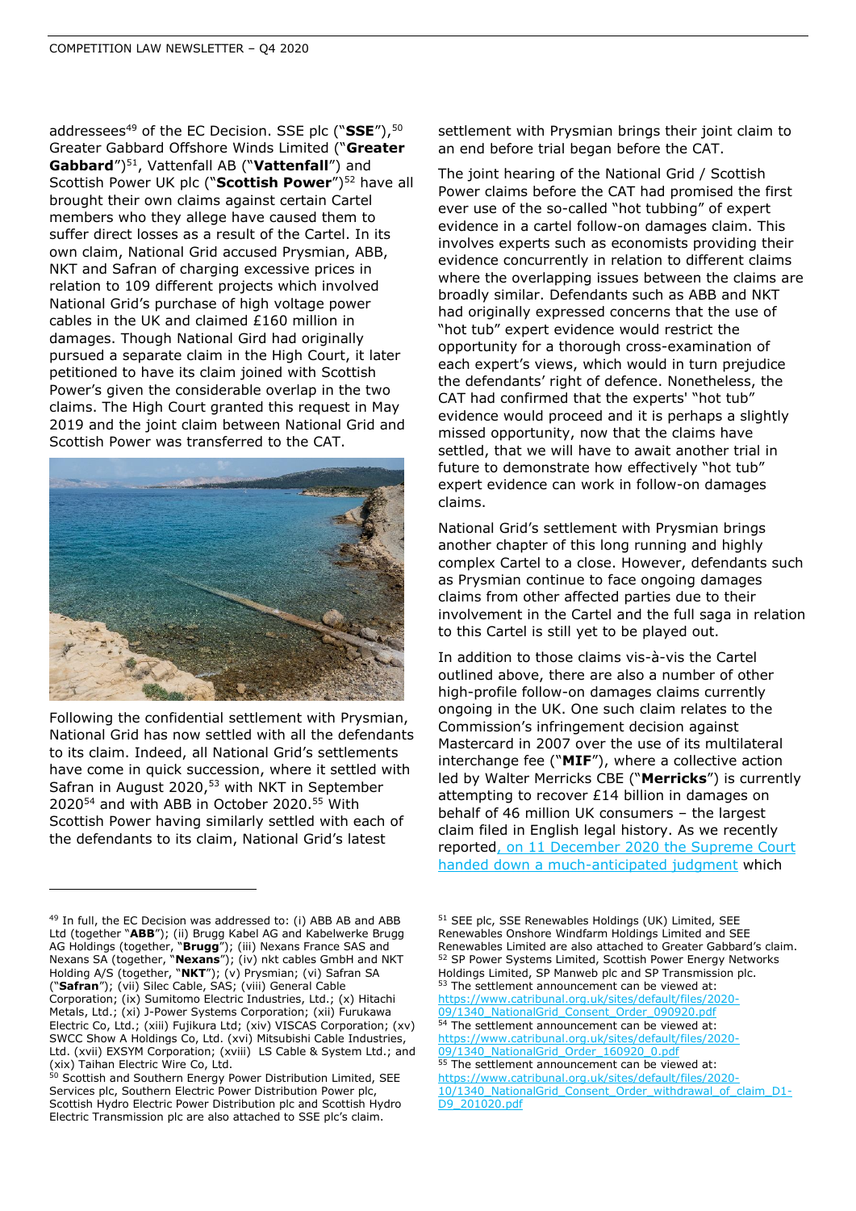addressees[49] of the EC Decision. SSE plc ("**SSE**"),[50] Greater Gabbard Offshore Winds Limited ("**Greater Gabbard**")[51], Vattenfall AB ("**Vattenfall**") and Scottish Power UK plc ("**Scottish Power**")[52] have all brought their own claims against certain Cartel members who they allege have caused them to suffer direct losses as a result of the Cartel. In its own claim, National Grid accused Prysmian, ABB, NKT and Safran of charging excessive prices in relation to 109 different projects which involved National Grid's purchase of high voltage power cables in the UK and claimed £160 million in damages. Though National Gird had originally pursued a separate claim in the High Court, it later petitioned to have its claim joined with Scottish Power's given the considerable overlap in the two claims. The High Court granted this request in May 2019 and the joint claim between National Grid and Scottish Power was transferred to the CAT.

Following the confidential settlement with Prysmian, National Grid has now settled with all the defendants to its claim. Indeed, all National Grid's settlements have come in quick succession, where it settled with Safran in August 2020,[53] with NKT in September 2020[54] and with ABB in October 2020.[55] With Scottish Power having similarly settled with each of the defendants to its claim, National Grid's latest settlement with Prysmian brings their joint claim to an end before trial began before the CAT.

The joint hearing of the National Grid / Scottish Power claims before the CAT had promised the first ever use of the so-called "hot tubbing" of expert evidence in a cartel follow-on damages claim. This involves experts such as economists providing their evidence concurrently in relation to different claims where the overlapping issues between the claims are broadly similar. Defendants such as ABB and NKT had originally expressed concerns that the use of "hot tub" expert evidence would restrict the opportunity for a thorough cross-examination of each expert's views, which would in turn prejudice the defendants' right of defence. Nonetheless, the CAT had confirmed that the experts' "hot tub" evidence would proceed and it is perhaps a slightly missed opportunity, now that the claims have settled, that we will have to await another trial in future to demonstrate how effectively "hot tub" expert evidence can work in follow-on damages claims.

National Grid's settlement with Prysmian brings another chapter of this long running and highly complex Cartel to a close. However, defendants such as Prysmian continue to face ongoing damages claims from other affected parties due to their involvement in the Cartel and the full saga in relation to this Cartel is still yet to be played out.

In addition to those claims vis-à-vis the Cartel outlined above, there are also a number of other high-profile follow-on damages claims currently ongoing in the UK. One such claim relates to the Commission's infringement decision against Mastercard in 2007 over the use of its multilateral interchange fee ("**MIF**"), where a collective action led by Walter Merricks CBE ("**Merricks**") is currently attempting to recover £14 billion in damages on behalf of 46 million UK consumers – the largest claim filed in English legal history. As we recently reported, on 11 December 2020 the Supreme Court handed down a much-anticipated judgment which

---

[49] In full, the EC Decision was addressed to: (i) ABB AB and ABB Ltd (together "**ABB**"); (ii) Brugg Kabel AG and Kabelwerke Brugg AG Holdings (together, "**Brugg**"); (iii) Nexans France SAS and Nexans SA (together, "**Nexans**"); (iv) nkt cables GmbH and NKT Holding A/S (together, "**NKT**"); (v) Prysmian; (vi) Safran SA ("**Safran**"); (vii) Silec Cable, SAS; (viii) General Cable Corporation; (ix) Sumitomo Electric Industries, Ltd.; (x) Hitachi Metals, Ltd.; (xi) J-Power Systems Corporation; (xii) Furukawa Electric Co, Ltd.; (xiii) Fujikura Ltd; (xiv) VISCAS Corporation; (xv) SWCC Show A Holdings Co, Ltd. (xvi) Mitsubishi Cable Industries, Ltd. (xvii) EXSYM Corporation; (xviii) LS Cable & System Ltd.; and (xix) Taihan Electric Wire Co, Ltd.

[50] Scottish and Southern Energy Power Distribution Limited, SEE Services plc, Southern Electric Power Distribution plc, Scottish Hydro Electric Power Distribution plc and Scottish Hydro Electric Transmission plc are also attached to SSE plc's claim.

[51] SEE plc, SSE Renewables Holdings (UK) Limited, SEE Renewables Onshore Windfarm Holdings Limited and SEE Renewables Limited are also attached to Greater Gabbard's claim.

[52] SP Power Systems Limited, Scottish Power Energy Networks Holdings Limited, SP Manweb plc and SP Transmission plc.

[53] The settlement announcement can be viewed at: https://www.catribunal.org.uk/sites/default/files/2020-09/1340_NationalGrid_Consent_Order_090920.pdf

[54] The settlement announcement can be viewed at: https://www.catribunal.org.uk/sites/default/files/2020-09/1340_NationalGrid_Order_160920_0.pdf

[55] The settlement announcement can be viewed at: https://www.catribunal.org.uk/sites/default/files/2020-10/1340_NationalGrid_Consent_Order_withdrawal_of_claim_D1-D9_201020.pdf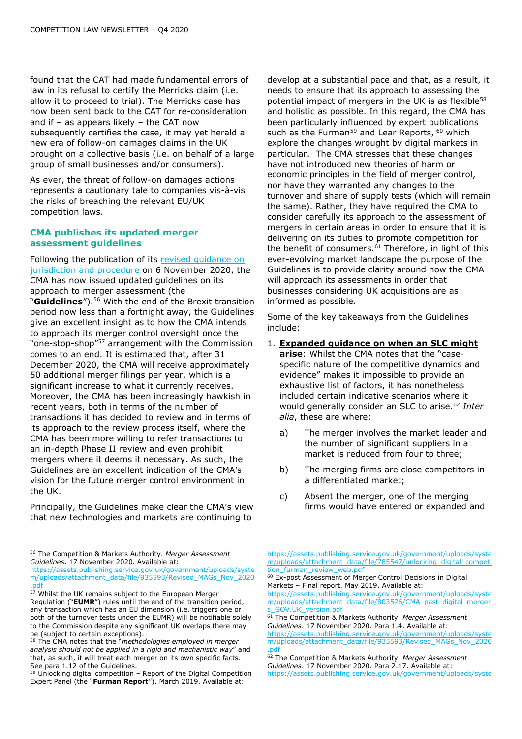found that the CAT had made fundamental errors of law in its refusal to certify the Merricks claim (i.e. allow it to proceed to trial). The Merricks case has now been sent back to the CAT for re-consideration and if – as appears likely – the CAT now subsequently certifies the case, it may yet herald a new era of follow-on damages claims in the UK brought on a collective basis (i.e. on behalf of a large group of small businesses and/or consumers).

As ever, the threat of follow-on damages actions represents a cautionary tale to companies vis-à-vis the risks of breaching the relevant EU/UK competition laws.

## CMA publishes its updated merger assessment guidelines

Following the publication of its revised guidance on jurisdiction and procedure on 6 November 2020, the CMA has now issued updated guidelines on its approach to merger assessment (the "**Guidelines**").[56] With the end of the Brexit transition period now less than a fortnight away, the Guidelines give an excellent insight as to how the CMA intends to approach its merger control oversight once the "one-stop-shop"[57] arrangement with the Commission comes to an end. It is estimated that, after 31 December 2020, the CMA will receive approximately 50 additional merger filings per year, which is a significant increase to what it currently receives. Moreover, the CMA has been increasingly hawkish in recent years, both in terms of the number of transactions it has decided to review and in terms of its approach to the review process itself, where the CMA has been more willing to refer transactions to an in-depth Phase II review and even prohibit mergers where it deems it necessary. As such, the Guidelines are an excellent indication of the CMA's vision for the future merger control environment in the UK.

Principally, the Guidelines make clear the CMA's view that new technologies and markets are continuing to develop at a substantial pace and that, as a result, it needs to ensure that its approach to assessing the potential impact of mergers in the UK is as flexible[58] and holistic as possible. In this regard, the CMA has been particularly influenced by expert publications such as the Furman[59] and Lear Reports,[60] which explore the changes wrought by digital markets in particular. The CMA stresses that these changes have not introduced new theories of harm or economic principles in the field of merger control, nor have they warranted any changes to the turnover and share of supply tests (which will remain the same). Rather, they have required the CMA to consider carefully its approach to the assessment of mergers in certain areas in order to ensure that it is delivering on its duties to promote competition for the benefit of consumers.[61] Therefore, in light of this ever-evolving market landscape the purpose of the Guidelines is to provide clarity around how the CMA will approach its assessments in order that businesses considering UK acquisitions are as informed as possible.

Some of the key takeaways from the Guidelines include:

1. **Expanded guidance on when an SLC might arise**: Whilst the CMA notes that the "case-specific nature of the competitive dynamics and evidence" makes it impossible to provide an exhaustive list of factors, it has nonetheless included certain indicative scenarios where it would generally consider an SLC to arise.[62] *Inter alia*, these are where:

   a) The merger involves the market leader and the number of significant suppliers in a market is reduced from four to three;

   b) The merging firms are close competitors in a differentiated market;

   c) Absent the merger, one of the merging firms would have entered or expanded and

---

[56] The Competition & Markets Authority. *Merger Assessment Guidelines*. 17 November 2020. Available at: https://assets.publishing.service.gov.uk/government/uploads/system/uploads/attachment_data/file/935593/Revised_MAGs_Nov_2020.pdf

[57] Whilst the UK remains subject to the European Merger Regulation ("**EUMR**") rules until the end of the transition period, any transaction which has an EU dimension (i.e. triggers one or both of the turnover tests under the EUMR) will be notifiable solely to the Commission despite any significant UK overlaps there may be (subject to certain exceptions).

[58] The CMA notes that the "*methodologies employed in merger analysis should not be applied in a rigid and mechanistic way*" and that, as such, it will treat each merger on its own specific facts. See para 1.12 of the Guidelines.

[59] Unlocking digital competition – Report of the Digital Competition Expert Panel (the "**Furman Report**"). March 2019. Available at: https://assets.publishing.service.gov.uk/government/uploads/system/uploads/attachment_data/file/785547/unlocking_digital_competition_furman_review_web.pdf

[60] Ex-post Assessment of Merger Control Decisions in Digital Markets – Final report. May 2019. Available at: https://assets.publishing.service.gov.uk/government/uploads/system/uploads/attachment_data/file/803576/CMA_past_digital_mergers_GOV.UK_version.pdf

[61] The Competition & Markets Authority. *Merger Assessment Guidelines*. 17 November 2020. Para 1.4. Available at: https://assets.publishing.service.gov.uk/government/uploads/system/uploads/attachment_data/file/935593/Revised_MAGs_Nov_2020.pdf

[62] The Competition & Markets Authority. *Merger Assessment Guidelines*. 17 November 2020. Para 2.17. Available at: https://assets.publishing.service.gov.uk/government/uploads/syste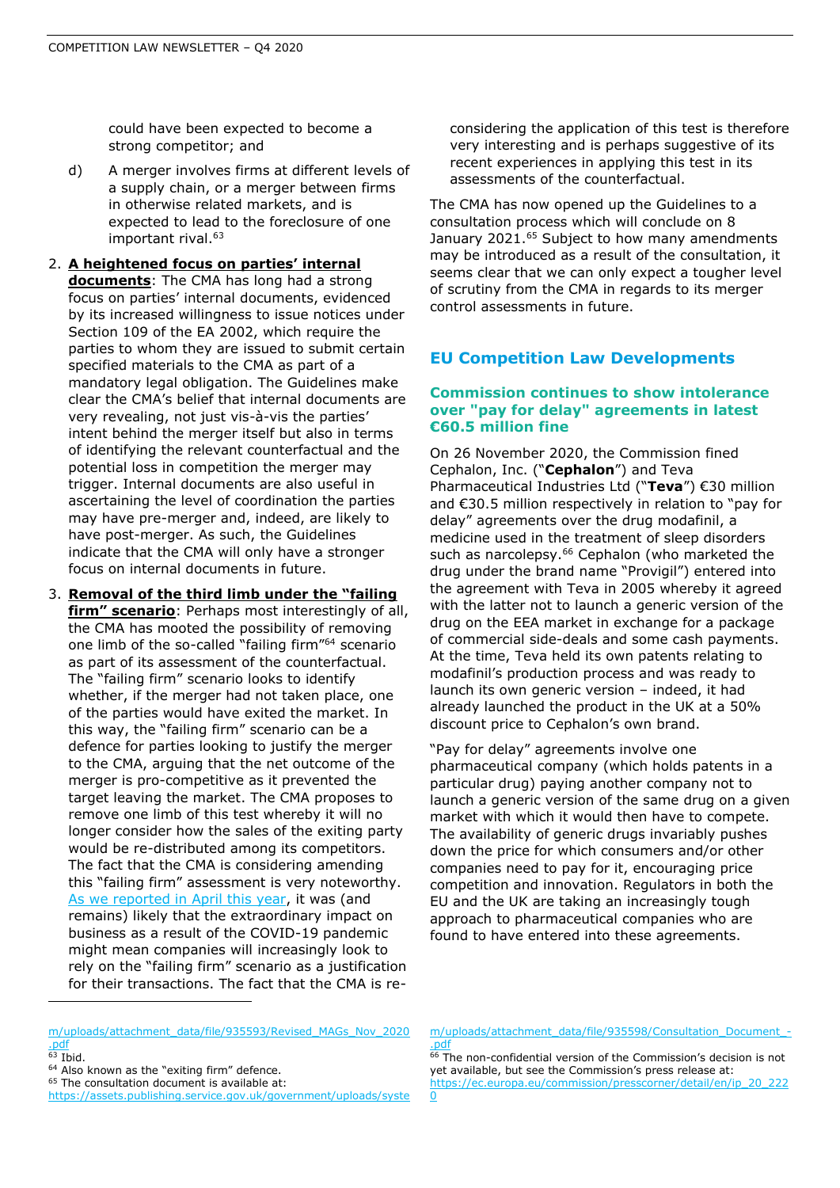could have been expected to become a strong competitor; and

d) A merger involves firms at different levels of a supply chain, or a merger between firms in otherwise related markets, and is expected to lead to the foreclosure of one important rival.[63]

2. **A heightened focus on parties' internal documents**: The CMA has long had a strong focus on parties' internal documents, evidenced by its increased willingness to issue notices under Section 109 of the EA 2002, which require the parties to whom they are issued to submit certain specified materials to the CMA as part of a mandatory legal obligation. The Guidelines make clear the CMA's belief that internal documents are very revealing, not just vis-à-vis the parties' intent behind the merger itself but also in terms of identifying the relevant counterfactual and the potential loss in competition the merger may trigger. Internal documents are also useful in ascertaining the level of coordination the parties may have pre-merger and, indeed, are likely to have post-merger. As such, the Guidelines indicate that the CMA will only have a stronger focus on internal documents in future.

3. **Removal of the third limb under the "failing firm" scenario**: Perhaps most interestingly of all, the CMA has mooted the possibility of removing one limb of the so-called "failing firm"[64] scenario as part of its assessment of the counterfactual. The "failing firm" scenario looks to identify whether, if the merger had not taken place, one of the parties would have exited the market. In this way, the "failing firm" scenario can be a defence for parties looking to justify the merger to the CMA, arguing that the net outcome of the merger is pro-competitive as it prevented the target leaving the market. The CMA proposes to remove one limb of this test whereby it will no longer consider how the sales of the exiting party would be re-distributed among its competitors. The fact that the CMA is considering amending this "failing firm" assessment is very noteworthy. As we reported in April this year, it was (and remains) likely that the extraordinary impact on business as a result of the COVID-19 pandemic might mean companies will increasingly look to rely on the "failing firm" scenario as a justification for their transactions. The fact that the CMA is re-considering the application of this test is therefore very interesting and is perhaps suggestive of its recent experiences in applying this test in its assessments of the counterfactual.

The CMA has now opened up the Guidelines to a consultation process which will conclude on 8 January 2021.[65] Subject to how many amendments may be introduced as a result of the consultation, it seems clear that we can only expect a tougher level of scrutiny from the CMA in regards to its merger control assessments in future.

## EU Competition Law Developments

### Commission continues to show intolerance over "pay for delay" agreements in latest €60.5 million fine

On 26 November 2020, the Commission fined Cephalon, Inc. ("**Cephalon**") and Teva Pharmaceutical Industries Ltd ("**Teva**") €30 million and €30.5 million respectively in relation to "pay for delay" agreements over the drug modafinil, a medicine used in the treatment of sleep disorders such as narcolepsy.[66] Cephalon (who marketed the drug under the brand name "Provigil") entered into the agreement with Teva in 2005 whereby it agreed with the latter not to launch a generic version of the drug on the EEA market in exchange for a package of commercial side-deals and some cash payments. At the time, Teva held its own patents relating to modafinil's production process and was ready to launch its own generic version – indeed, it had already launched the product in the UK at a 50% discount price to Cephalon's own brand.

"Pay for delay" agreements involve one pharmaceutical company (which holds patents in a particular drug) paying another company not to launch a generic version of the same drug on a given market with which it would then have to compete. The availability of generic drugs invariably pushes down the price for which consumers and/or other companies need to pay for it, encouraging price competition and innovation. Regulators in both the EU and the UK are taking an increasingly tough approach to pharmaceutical companies who are found to have entered into these agreements.

---

m/uploads/attachment_data/file/935593/Revised_MAGs_Nov_2020.pdf

[63] Ibid.

[64] Also known as the "exiting firm" defence.

[65] The consultation document is available at: https://assets.publishing.service.gov.uk/government/uploads/system/uploads/attachment_data/file/935598/Consultation_Document_-.pdf

[66] The non-confidential version of the Commission's decision is not yet available, but see the Commission's press release at: https://ec.europa.eu/commission/presscorner/detail/en/ip_20_2220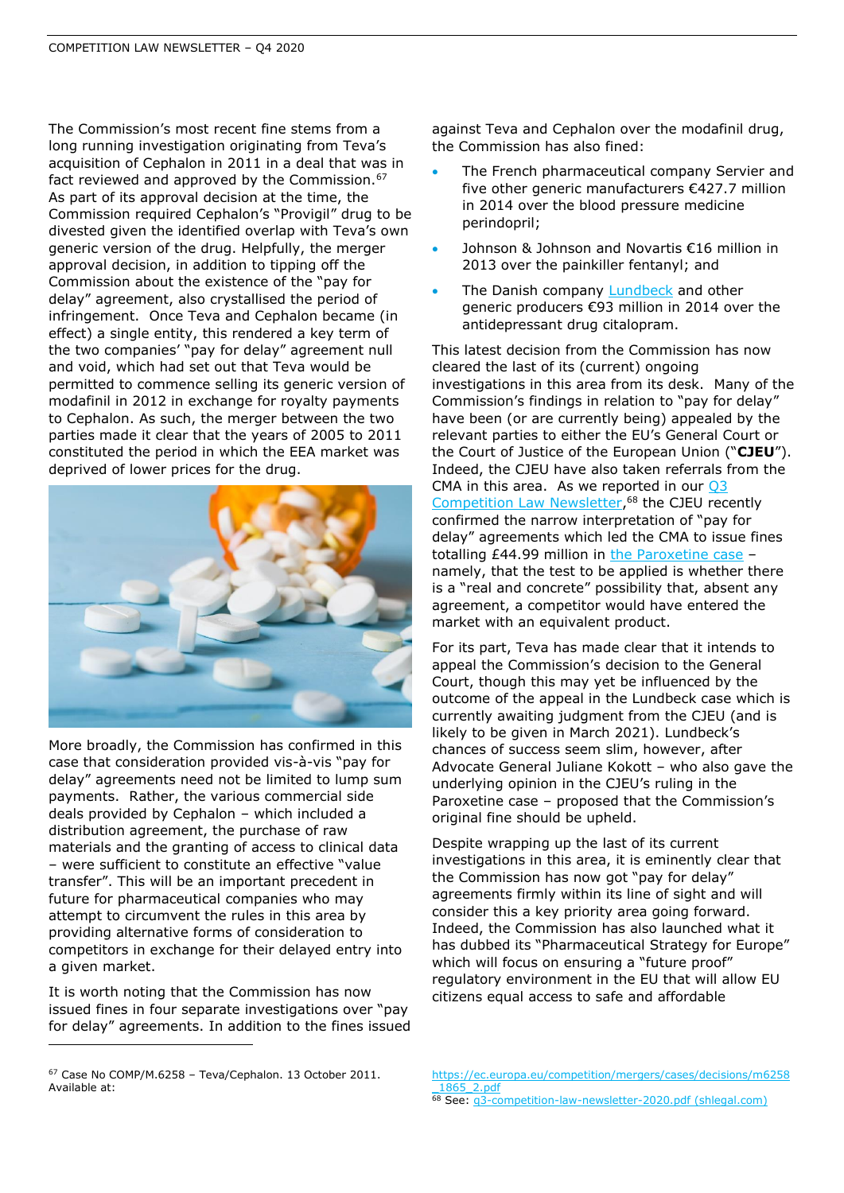The Commission's most recent fine stems from a long running investigation originating from Teva's acquisition of Cephalon in 2011 in a deal that was in fact reviewed and approved by the Commission.[67] As part of its approval decision at the time, the Commission required Cephalon's "Provigil" drug to be divested given the identified overlap with Teva's own generic version of the drug. Helpfully, the merger approval decision, in addition to tipping off the Commission about the existence of the "pay for delay" agreement, also crystallised the period of infringement. Once Teva and Cephalon became (in effect) a single entity, this rendered a key term of the two companies' "pay for delay" agreement null and void, which had set out that Teva would be permitted to commence selling its generic version of modafinil in 2012 in exchange for royalty payments to Cephalon. As such, the merger between the two parties made it clear that the years of 2005 to 2011 constituted the period in which the EEA market was deprived of lower prices for the drug.

More broadly, the Commission has confirmed in this case that consideration provided vis-à-vis "pay for delay" agreements need not be limited to lump sum payments. Rather, the various commercial side deals provided by Cephalon – which included a distribution agreement, the purchase of raw materials and the granting of access to clinical data – were sufficient to constitute an effective "value transfer". This will be an important precedent in future for pharmaceutical companies who may attempt to circumvent the rules in this area by providing alternative forms of consideration to competitors in exchange for their delayed entry into a given market.

It is worth noting that the Commission has now issued fines in four separate investigations over "pay for delay" agreements. In addition to the fines issued against Teva and Cephalon over the modafinil drug, the Commission has also fined:

- The French pharmaceutical company Servier and five other generic manufacturers €427.7 million in 2014 over the blood pressure medicine perindopril;
- Johnson & Johnson and Novartis €16 million in 2013 over the painkiller fentanyl; and
- The Danish company Lundbeck and other generic producers €93 million in 2014 over the antidepressant drug citalopram.

This latest decision from the Commission has now cleared the last of its (current) ongoing investigations in this area from its desk. Many of the Commission's findings in relation to "pay for delay" have been (or are currently being) appealed by the relevant parties to either the EU's General Court or the Court of Justice of the European Union ("**CJEU**"). Indeed, the CJEU have also taken referrals from the CMA in this area. As we reported in our Q3 Competition Law Newsletter,[68] the CJEU recently confirmed the narrow interpretation of "pay for delay" agreements which led the CMA to issue fines totalling £44.99 million in the Paroxetine case – namely, that the test to be applied is whether there is a "real and concrete" possibility that, absent any agreement, a competitor would have entered the market with an equivalent product.

For its part, Teva has made clear that it intends to appeal the Commission's decision to the General Court, though this may yet be influenced by the outcome of the appeal in the Lundbeck case which is currently awaiting judgment from the CJEU (and is likely to be given in March 2021). Lundbeck's chances of success seem slim, however, after Advocate General Juliane Kokott – who also gave the underlying opinion in the CJEU's ruling in the Paroxetine case – proposed that the Commission's original fine should be upheld.

Despite wrapping up the last of its current investigations in this area, it is eminently clear that the Commission has now got "pay for delay" agreements firmly within its line of sight and will consider this a key priority area going forward. Indeed, the Commission has also launched what it has dubbed its "Pharmaceutical Strategy for Europe" which will focus on ensuring a "future proof" regulatory environment in the EU that will allow EU citizens equal access to safe and affordable

[67] Case No COMP/M.6258 – Teva/Cephalon. 13 October 2011. Available at: https://ec.europa.eu/competition/mergers/cases/decisions/m6258_1865_2.pdf

[68] See: q3-competition-law-newsletter-2020.pdf (shlegal.com)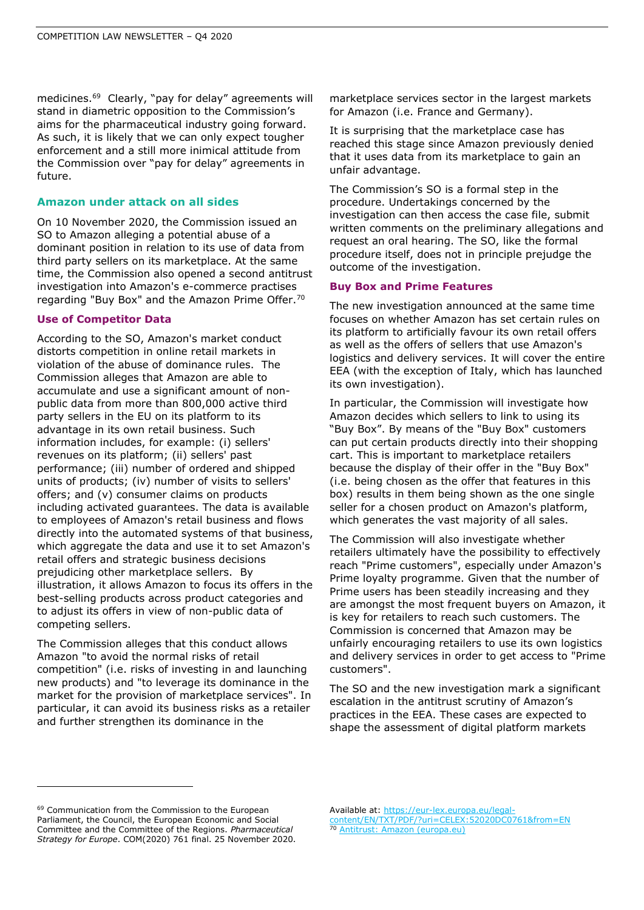medicines.[69] Clearly, "pay for delay" agreements will stand in diametric opposition to the Commission's aims for the pharmaceutical industry going forward. As such, it is likely that we can only expect tougher enforcement and a still more inimical attitude from the Commission over "pay for delay" agreements in future.

## Amazon under attack on all sides

On 10 November 2020, the Commission issued an SO to Amazon alleging a potential abuse of a dominant position in relation to its use of data from third party sellers on its marketplace. At the same time, the Commission also opened a second antitrust investigation into Amazon's e-commerce practises regarding "Buy Box" and the Amazon Prime Offer.[70]

### Use of Competitor Data

According to the SO, Amazon's market conduct distorts competition in online retail markets in violation of the abuse of dominance rules. The Commission alleges that Amazon are able to accumulate and use a significant amount of non-public data from more than 800,000 active third party sellers in the EU on its platform to its advantage in its own retail business. Such information includes, for example: (i) sellers' revenues on its platform; (ii) sellers' past performance; (iii) number of ordered and shipped units of products; (iv) number of visits to sellers' offers; and (v) consumer claims on products including activated guarantees. The data is available to employees of Amazon's retail business and flows directly into the automated systems of that business, which aggregate the data and use it to set Amazon's retail offers and strategic business decisions prejudicing other marketplace sellers. By illustration, it allows Amazon to focus its offers in the best-selling products across product categories and to adjust its offers in view of non-public data of competing sellers.

The Commission alleges that this conduct allows Amazon "to avoid the normal risks of retail competition" (i.e. risks of investing in and launching new products) and "to leverage its dominance in the market for the provision of marketplace services". In particular, it can avoid its business risks as a retailer and further strengthen its dominance in the marketplace services sector in the largest markets for Amazon (i.e. France and Germany).

It is surprising that the marketplace case has reached this stage since Amazon previously denied that it uses data from its marketplace to gain an unfair advantage.

The Commission's SO is a formal step in the procedure. Undertakings concerned by the investigation can then access the case file, submit written comments on the preliminary allegations and request an oral hearing. The SO, like the formal procedure itself, does not in principle prejudge the outcome of the investigation.

### Buy Box and Prime Features

The new investigation announced at the same time focuses on whether Amazon has set certain rules on its platform to artificially favour its own retail offers as well as the offers of sellers that use Amazon's logistics and delivery services. It will cover the entire EEA (with the exception of Italy, which has launched its own investigation).

In particular, the Commission will investigate how Amazon decides which sellers to link to using its "Buy Box". By means of the "Buy Box" customers can put certain products directly into their shopping cart. This is important to marketplace retailers because the display of their offer in the "Buy Box" (i.e. being chosen as the offer that features in this box) results in them being shown as the one single seller for a chosen product on Amazon's platform, which generates the vast majority of all sales.

The Commission will also investigate whether retailers ultimately have the possibility to effectively reach "Prime customers", especially under Amazon's Prime loyalty programme. Given that the number of Prime users has been steadily increasing and they are amongst the most frequent buyers on Amazon, it is key for retailers to reach such customers. The Commission is concerned that Amazon may be unfairly encouraging retailers to use its own logistics and delivery services in order to get access to "Prime customers".

The SO and the new investigation mark a significant escalation in the antitrust scrutiny of Amazon's practices in the EEA. These cases are expected to shape the assessment of digital platform markets

---

[69] Communication from the Commission to the European Parliament, the Council, the European Economic and Social Committee and the Committee of the Regions. *Pharmaceutical Strategy for Europe*. COM(2020) 761 final. 25 November 2020. Available at: https://eur-lex.europa.eu/legal-content/EN/TXT/PDF/?uri=CELEX:52020DC0761&from=EN

[70] Antitrust: Amazon (europa.eu)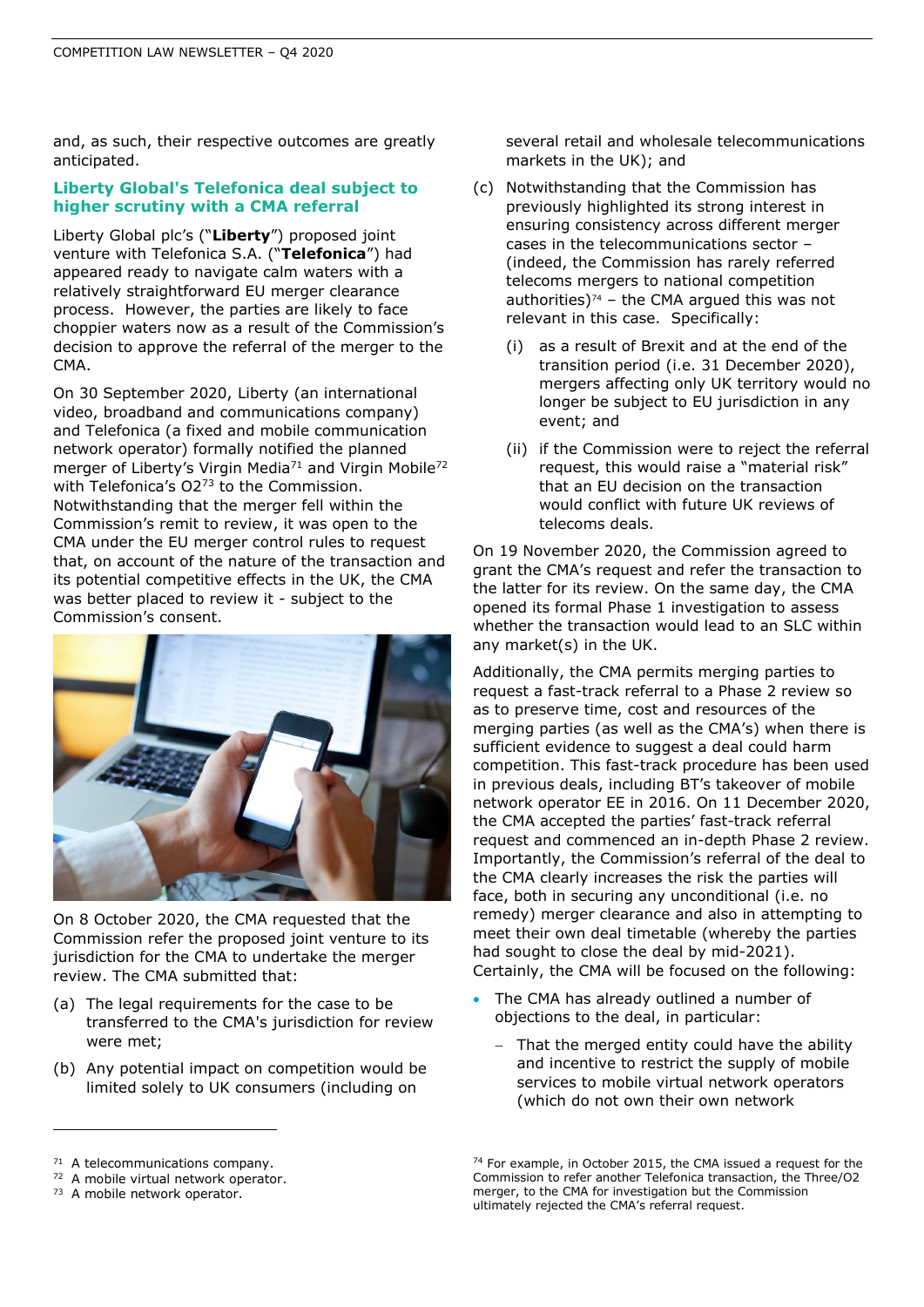and, as such, their respective outcomes are greatly anticipated.

## Liberty Global's Telefonica deal subject to higher scrutiny with a CMA referral

Liberty Global plc's ("**Liberty**") proposed joint venture with Telefonica S.A. ("**Telefonica**") had appeared ready to navigate calm waters with a relatively straightforward EU merger clearance process. However, the parties are likely to face choppier waters now as a result of the Commission's decision to approve the referral of the merger to the CMA.

On 30 September 2020, Liberty (an international video, broadband and communications company) and Telefonica (a fixed and mobile communication network operator) formally notified the planned merger of Liberty's Virgin Media[71] and Virgin Mobile[72] with Telefonica's O2[73] to the Commission. Notwithstanding that the merger fell within the Commission's remit to review, it was open to the CMA under the EU merger control rules to request that, on account of the nature of the transaction and its potential competitive effects in the UK, the CMA was better placed to review it - subject to the Commission's consent.

On 8 October 2020, the CMA requested that the Commission refer the proposed joint venture to its jurisdiction for the CMA to undertake the merger review. The CMA submitted that:

(a) The legal requirements for the case to be transferred to the CMA's jurisdiction for review were met;

(b) Any potential impact on competition would be limited solely to UK consumers (including on several retail and wholesale telecommunications markets in the UK); and

(c) Notwithstanding that the Commission has previously highlighted its strong interest in ensuring consistency across different merger cases in the telecommunications sector – (indeed, the Commission has rarely referred telecoms mergers to national competition authorities)[74] – the CMA argued this was not relevant in this case. Specifically:

   (i) as a result of Brexit and at the end of the transition period (i.e. 31 December 2020), mergers affecting only UK territory would no longer be subject to EU jurisdiction in any event; and

   (ii) if the Commission were to reject the referral request, this would raise a "material risk" that an EU decision on the transaction would conflict with future UK reviews of telecoms deals.

On 19 November 2020, the Commission agreed to grant the CMA's request and refer the transaction to the latter for its review. On the same day, the CMA opened its formal Phase 1 investigation to assess whether the transaction would lead to an SLC within any market(s) in the UK.

Additionally, the CMA permits merging parties to request a fast-track referral to a Phase 2 review so as to preserve time, cost and resources of the merging parties (as well as the CMA's) when there is sufficient evidence to suggest a deal could harm competition. This fast-track procedure has been used in previous deals, including BT's takeover of mobile network operator EE in 2016. On 11 December 2020, the CMA accepted the parties' fast-track referral request and commenced an in-depth Phase 2 review. Importantly, the Commission's referral of the deal to the CMA clearly increases the risk the parties will face, both in securing any unconditional (i.e. no remedy) merger clearance and also in attempting to meet their own deal timetable (whereby the parties had sought to close the deal by mid-2021). Certainly, the CMA will be focused on the following:

- The CMA has already outlined a number of objections to the deal, in particular:
  - That the merged entity could have the ability and incentive to restrict the supply of mobile services to mobile virtual network operators (which do not own their own network

---

[71] A telecommunications company.

[72] A mobile virtual network operator.

[73] A mobile network operator.

[74] For example, in October 2015, the CMA issued a request for the Commission to refer another Telefonica transaction, the Three/O2 merger, to the CMA for investigation but the Commission ultimately rejected the CMA's referral request.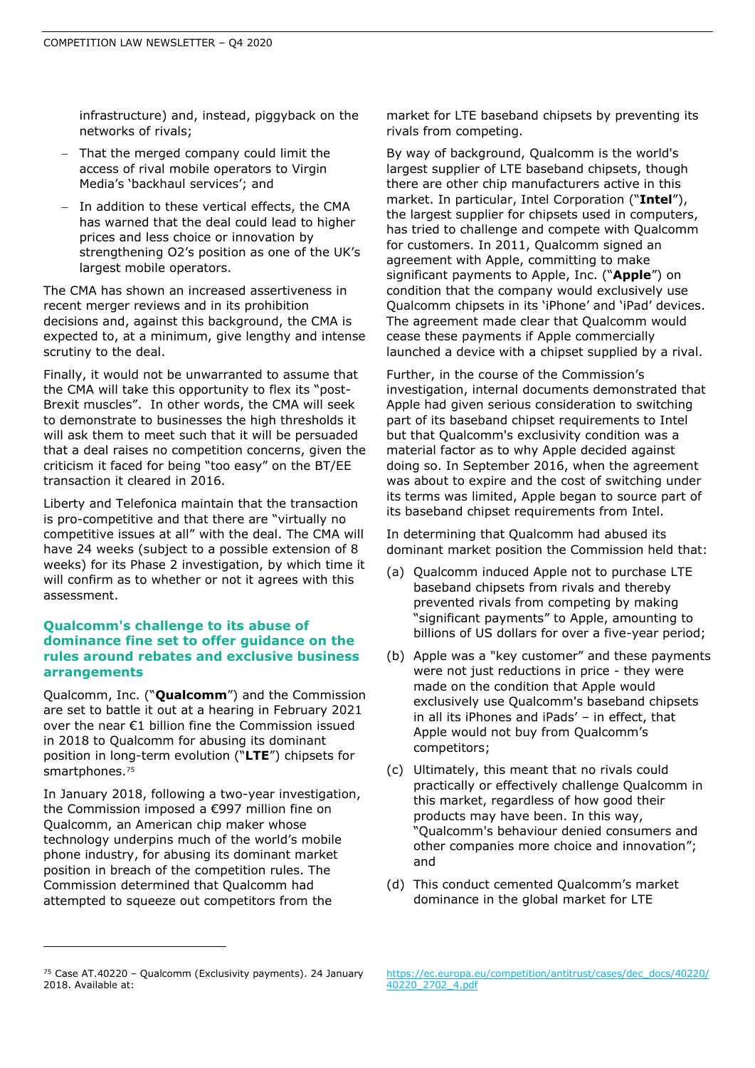infrastructure) and, instead, piggyback on the networks of rivals;

- That the merged company could limit the access of rival mobile operators to Virgin Media's 'backhaul services'; and
- In addition to these vertical effects, the CMA has warned that the deal could lead to higher prices and less choice or innovation by strengthening O2's position as one of the UK's largest mobile operators.

The CMA has shown an increased assertiveness in recent merger reviews and in its prohibition decisions and, against this background, the CMA is expected to, at a minimum, give lengthy and intense scrutiny to the deal.

Finally, it would not be unwarranted to assume that the CMA will take this opportunity to flex its "post-Brexit muscles". In other words, the CMA will seek to demonstrate to businesses the high thresholds it will ask them to meet such that it will be persuaded that a deal raises no competition concerns, given the criticism it faced for being "too easy" on the BT/EE transaction it cleared in 2016.

Liberty and Telefonica maintain that the transaction is pro-competitive and that there are "virtually no competitive issues at all" with the deal. The CMA will have 24 weeks (subject to a possible extension of 8 weeks) for its Phase 2 investigation, by which time it will confirm as to whether or not it agrees with this assessment.

### Qualcomm's challenge to its abuse of dominance fine set to offer guidance on the rules around rebates and exclusive business arrangements

Qualcomm, Inc. ("**Qualcomm**") and the Commission are set to battle it out at a hearing in February 2021 over the near €1 billion fine the Commission issued in 2018 to Qualcomm for abusing its dominant position in long-term evolution ("**LTE**") chipsets for smartphones.[75]

In January 2018, following a two-year investigation, the Commission imposed a €997 million fine on Qualcomm, an American chip maker whose technology underpins much of the world's mobile phone industry, for abusing its dominant market position in breach of the competition rules. The Commission determined that Qualcomm had attempted to squeeze out competitors from the market for LTE baseband chipsets by preventing its rivals from competing.

By way of background, Qualcomm is the world's largest supplier of LTE baseband chipsets, though there are other chip manufacturers active in this market. In particular, Intel Corporation ("**Intel**"), the largest supplier for chipsets used in computers, has tried to challenge and compete with Qualcomm for customers. In 2011, Qualcomm signed an agreement with Apple, committing to make significant payments to Apple, Inc. ("**Apple**") on condition that the company would exclusively use Qualcomm chipsets in its 'iPhone' and 'iPad' devices. The agreement made clear that Qualcomm would cease these payments if Apple commercially launched a device with a chipset supplied by a rival.

Further, in the course of the Commission's investigation, internal documents demonstrated that Apple had given serious consideration to switching part of its baseband chipset requirements to Intel but that Qualcomm's exclusivity condition was a material factor as to why Apple decided against doing so. In September 2016, when the agreement was about to expire and the cost of switching under its terms was limited, Apple began to source part of its baseband chipset requirements from Intel.

In determining that Qualcomm had abused its dominant market position the Commission held that:

(a) Qualcomm induced Apple not to purchase LTE baseband chipsets from rivals and thereby prevented rivals from competing by making "significant payments" to Apple, amounting to billions of US dollars for over a five-year period;

(b) Apple was a "key customer" and these payments were not just reductions in price - they were made on the condition that Apple would exclusively use Qualcomm's baseband chipsets in all its iPhones and iPads' – in effect, that Apple would not buy from Qualcomm's competitors;

(c) Ultimately, this meant that no rivals could practically or effectively challenge Qualcomm in this market, regardless of how good their products may have been. In this way, "Qualcomm's behaviour denied consumers and other companies more choice and innovation"; and

(d) This conduct cemented Qualcomm's market dominance in the global market for LTE

---

[75] Case AT.40220 – Qualcomm (Exclusivity payments). 24 January 2018. Available at: https://ec.europa.eu/competition/antitrust/cases/dec_docs/40220/40220_2702_4.pdf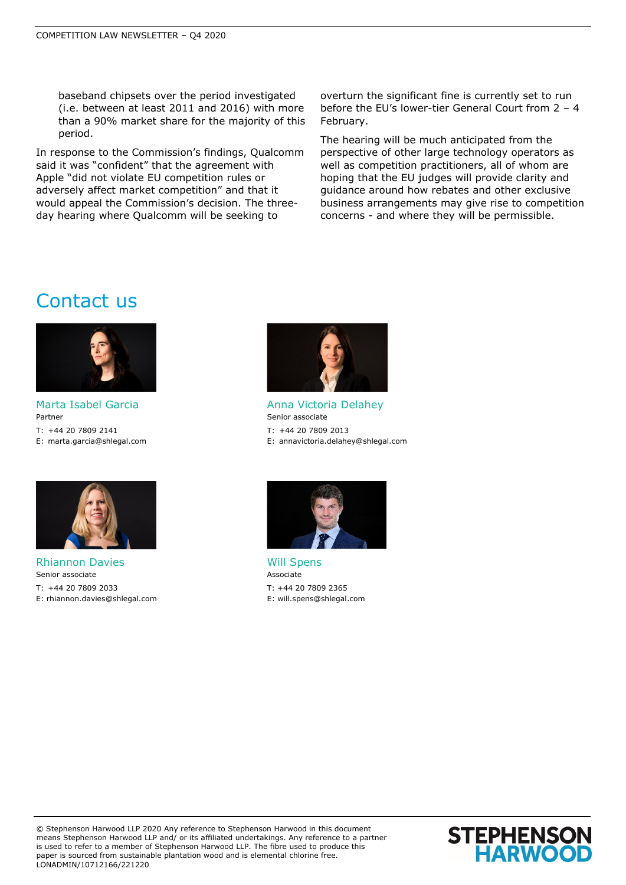baseband chipsets over the period investigated (i.e. between at least 2011 and 2016) with more than a 90% market share for the majority of this period.

In response to the Commission's findings, Qualcomm said it was "confident" that the agreement with Apple "did not violate EU competition rules or adversely affect market competition" and that it would appeal the Commission's decision. The three-day hearing where Qualcomm will be seeking to overturn the significant fine is currently set to run before the EU's lower-tier General Court from 2 – 4 February.

The hearing will be much anticipated from the perspective of other large technology operators as well as competition practitioners, all of whom are hoping that the EU judges will provide clarity and guidance around how rebates and other exclusive business arrangements may give rise to competition concerns - and where they will be permissible.

# Contact us

**Marta Isabel Garcia**
Partner
T: +44 20 7809 2141
E: marta.garcia@shlegal.com

**Anna Victoria Delahey**
Senior associate
T: +44 20 7809 2013
E: annavictoria.delahey@shlegal.com

**Rhiannon Davies**
Senior associate
T: +44 20 7809 2033
E: rhiannon.davies@shlegal.com

**Will Spens**
Associate
T: +44 20 7809 2365
E: will.spens@shlegal.com

© Stephenson Harwood LLP 2020 Any reference to Stephenson Harwood in this document means Stephenson Harwood LLP and/ or its affiliated undertakings. Any reference to a partner is used to refer to a member of Stephenson Harwood LLP. The fibre used to produce this paper is sourced from sustainable plantation wood and is elemental chlorine free.
LONADMIN/10712166/221220

STEPHENSON HARWOOD